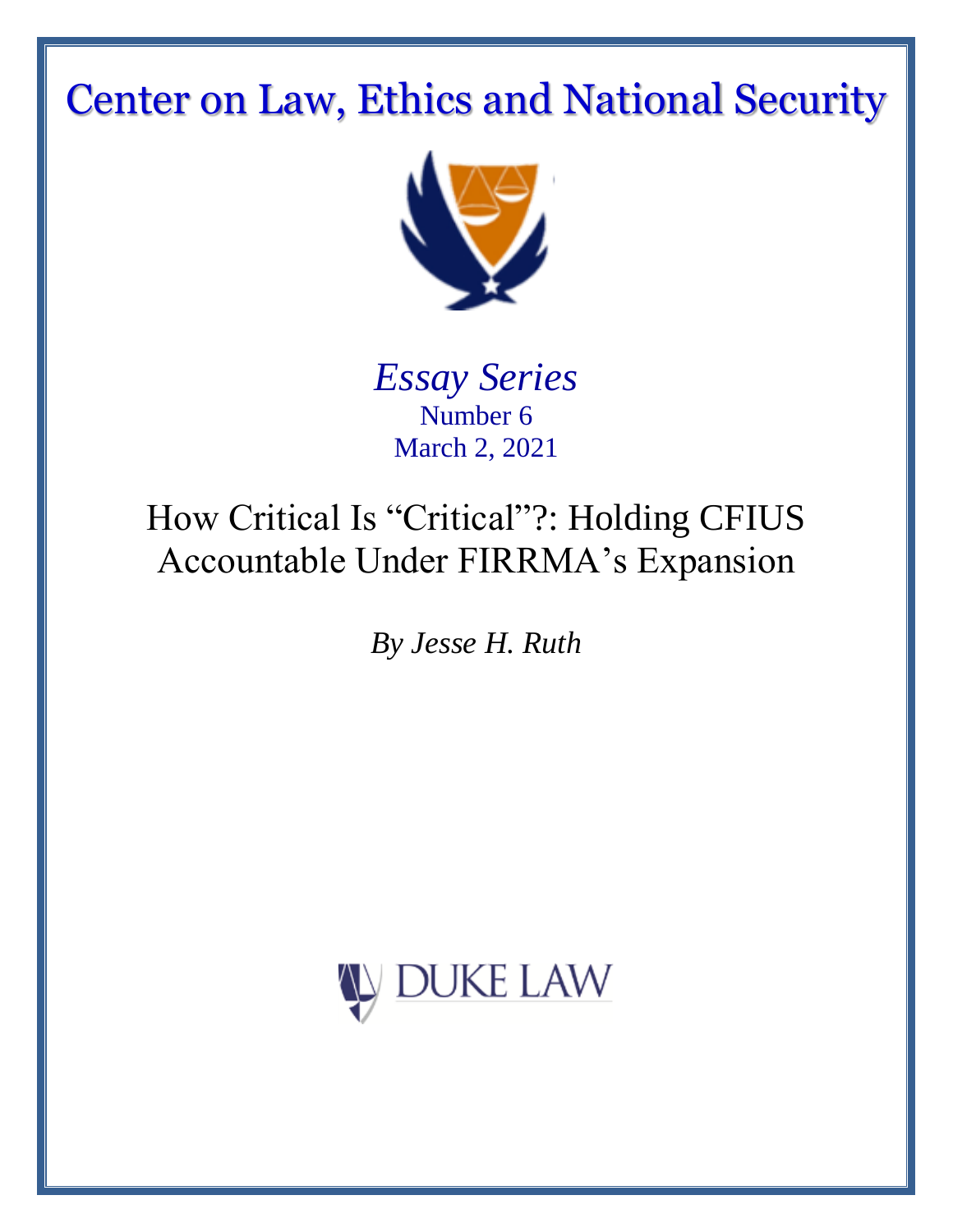# Center on Law, Ethics and National Security

*Essay Series*

Number 6

March 2, 2021

## How Critical Is "Critical"?: Holding CFIUS Accountable Under FIRRMA's Expansion

*By Jesse H. Ruth*

DUKE LAW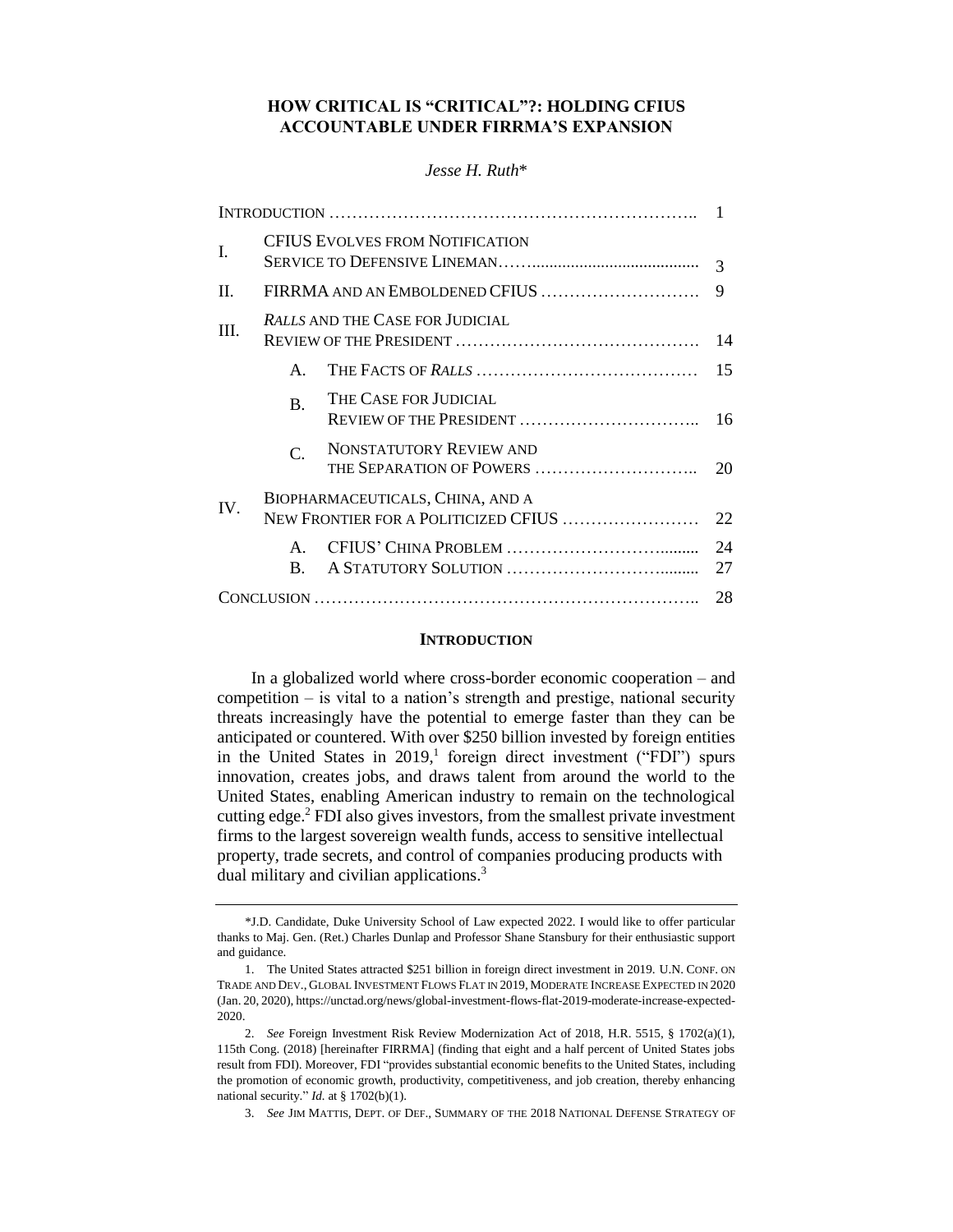# HOW CRITICAL IS "CRITICAL"?: HOLDING CFIUS ACCOUNTABLE UNDER FIRRMA'S EXPANSION

*Jesse H. Ruth*\*

| | | | |
|---|---|---|---|
| INTRODUCTION | | | 1 |
| I. | CFIUS EVOLVES FROM NOTIFICATION SERVICE TO DEFENSIVE LINEMAN | | 3 |
| II. | FIRRMA AND AN EMBOLDENED CFIUS | | 9 |
| III. | *RALLS* AND THE CASE FOR JUDICIAL REVIEW OF THE PRESIDENT | | 14 |
| | A. | THE FACTS OF *RALLS* | 15 |
| | B. | THE CASE FOR JUDICIAL REVIEW OF THE PRESIDENT | 16 |
| | C. | NONSTATUTORY REVIEW AND THE SEPARATION OF POWERS | 20 |
| IV. | BIOPHARMACEUTICALS, CHINA, AND A NEW FRONTIER FOR A POLITICIZED CFIUS | | 22 |
| | A. | CFIUS' CHINA PROBLEM | 24 |
| | B. | A STATUTORY SOLUTION | 27 |
| CONCLUSION | | | 28 |

## INTRODUCTION

In a globalized world where cross-border economic cooperation – and competition – is vital to a nation's strength and prestige, national security threats increasingly have the potential to emerge faster than they can be anticipated or countered. With over $250 billion invested by foreign entities in the United States in 2019,[1] foreign direct investment ("FDI") spurs innovation, creates jobs, and draws talent from around the world to the United States, enabling American industry to remain on the technological cutting edge.[2] FDI also gives investors, from the smallest private investment firms to the largest sovereign wealth funds, access to sensitive intellectual property, trade secrets, and control of companies producing products with dual military and civilian applications.[3]

---

\*J.D. Candidate, Duke University School of Law expected 2022. I would like to offer particular thanks to Maj. Gen. (Ret.) Charles Dunlap and Professor Shane Stansbury for their enthusiastic support and guidance.

1. The United States attracted $251 billion in foreign direct investment in 2019. U.N. CONF. ON TRADE AND DEV., GLOBAL INVESTMENT FLOWS FLAT IN 2019, MODERATE INCREASE EXPECTED IN 2020 (Jan. 20, 2020), https://unctad.org/news/global-investment-flows-flat-2019-moderate-increase-expected-2020.

2. *See* Foreign Investment Risk Review Modernization Act of 2018, H.R. 5515, § 1702(a)(1), 115th Cong. (2018) [hereinafter FIRRMA] (finding that eight and a half percent of United States jobs result from FDI). Moreover, FDI "provides substantial economic benefits to the United States, including the promotion of economic growth, productivity, competitiveness, and job creation, thereby enhancing national security." *Id.* at § 1702(b)(1).

3. *See* JIM MATTIS, DEPT. OF DEF., SUMMARY OF THE 2018 NATIONAL DEFENSE STRATEGY OF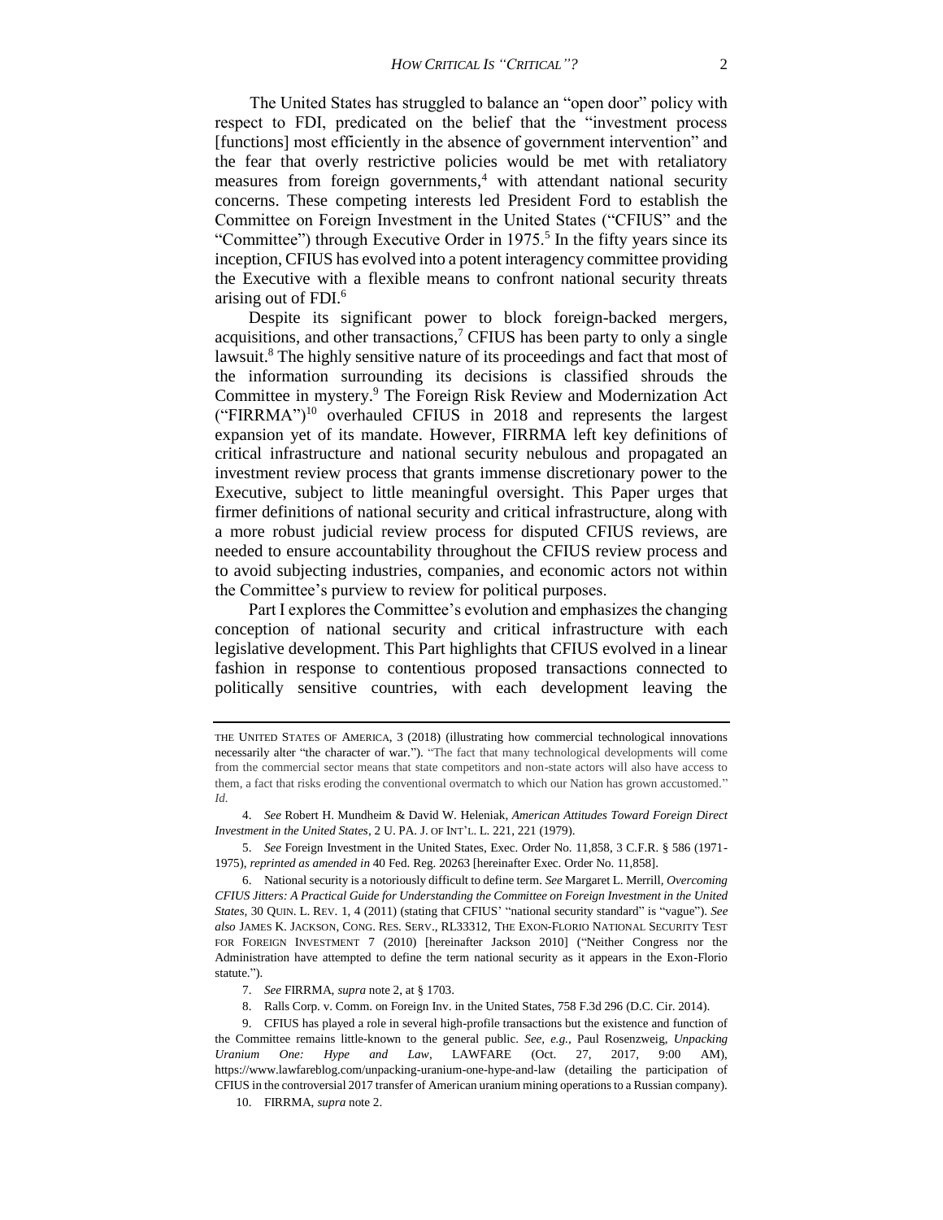The United States has struggled to balance an "open door" policy with respect to FDI, predicated on the belief that the "investment process [functions] most efficiently in the absence of government intervention" and the fear that overly restrictive policies would be met with retaliatory measures from foreign governments,[4] with attendant national security concerns. These competing interests led President Ford to establish the Committee on Foreign Investment in the United States ("CFIUS" and the "Committee") through Executive Order in 1975.[5] In the fifty years since its inception, CFIUS has evolved into a potent interagency committee providing the Executive with a flexible means to confront national security threats arising out of FDI.[6]

Despite its significant power to block foreign-backed mergers, acquisitions, and other transactions,[7] CFIUS has been party to only a single lawsuit.[8] The highly sensitive nature of its proceedings and fact that most of the information surrounding its decisions is classified shrouds the Committee in mystery.[9] The Foreign Risk Review and Modernization Act ("FIRRMA")[10] overhauled CFIUS in 2018 and represents the largest expansion yet of its mandate. However, FIRRMA left key definitions of critical infrastructure and national security nebulous and propagated an investment review process that grants immense discretionary power to the Executive, subject to little meaningful oversight. This Paper urges that firmer definitions of national security and critical infrastructure, along with a more robust judicial review process for disputed CFIUS reviews, are needed to ensure accountability throughout the CFIUS review process and to avoid subjecting industries, companies, and economic actors not within the Committee's purview to review for political purposes.

Part I explores the Committee's evolution and emphasizes the changing conception of national security and critical infrastructure with each legislative development. This Part highlights that CFIUS evolved in a linear fashion in response to contentious proposed transactions connected to politically sensitive countries, with each development leaving the

---

THE UNITED STATES OF AMERICA, 3 (2018) (illustrating how commercial technological innovations necessarily alter "the character of war."). "The fact that many technological developments will come from the commercial sector means that state competitors and non-state actors will also have access to them, a fact that risks eroding the conventional overmatch to which our Nation has grown accustomed." *Id.*

4. *See* Robert H. Mundheim & David W. Heleniak, *American Attitudes Toward Foreign Direct Investment in the United States*, 2 U. PA. J. OF INT'L. L. 221, 221 (1979).

5. *See* Foreign Investment in the United States, Exec. Order No. 11,858, 3 C.F.R. § 586 (1971-1975), *reprinted as amended in* 40 Fed. Reg. 20263 [hereinafter Exec. Order No. 11,858].

6. National security is a notoriously difficult to define term. *See* Margaret L. Merrill, *Overcoming CFIUS Jitters: A Practical Guide for Understanding the Committee on Foreign Investment in the United States*, 30 QUIN. L. REV. 1, 4 (2011) (stating that CFIUS' "national security standard" is "vague"). *See also* JAMES K. JACKSON, CONG. RES. SERV., RL33312, THE EXON-FLORIO NATIONAL SECURITY TEST FOR FOREIGN INVESTMENT 7 (2010) [hereinafter Jackson 2010] ("Neither Congress nor the Administration have attempted to define the term national security as it appears in the Exon-Florio statute.").

7. *See* FIRRMA, *supra* note 2, at § 1703.

8. Ralls Corp. v. Comm. on Foreign Inv. in the United States, 758 F.3d 296 (D.C. Cir. 2014).

9. CFIUS has played a role in several high-profile transactions but the existence and function of the Committee remains little-known to the general public. *See, e.g.*, Paul Rosenzweig, *Unpacking Uranium One: Hype and Law*, LAWFARE (Oct. 27, 2017, 9:00 AM), https://www.lawfareblog.com/unpacking-uranium-one-hype-and-law (detailing the participation of CFIUS in the controversial 2017 transfer of American uranium mining operations to a Russian company).

10. FIRRMA, *supra* note 2.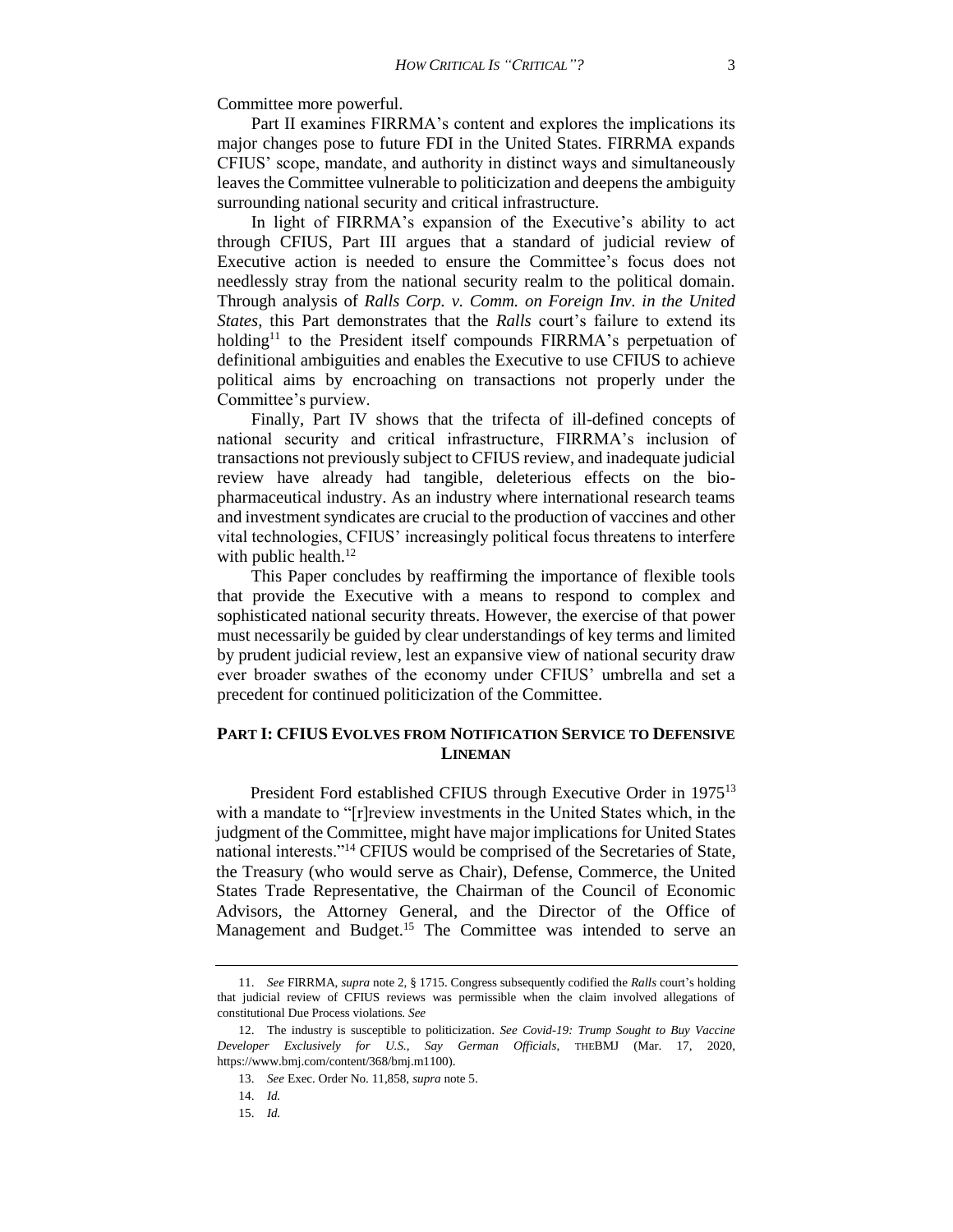Committee more powerful.

Part II examines FIRRMA's content and explores the implications its major changes pose to future FDI in the United States. FIRRMA expands CFIUS' scope, mandate, and authority in distinct ways and simultaneously leaves the Committee vulnerable to politicization and deepens the ambiguity surrounding national security and critical infrastructure.

In light of FIRRMA's expansion of the Executive's ability to act through CFIUS, Part III argues that a standard of judicial review of Executive action is needed to ensure the Committee's focus does not needlessly stray from the national security realm to the political domain. Through analysis of *Ralls Corp. v. Comm. on Foreign Inv. in the United States*, this Part demonstrates that the *Ralls* court's failure to extend its holding[11] to the President itself compounds FIRRMA's perpetuation of definitional ambiguities and enables the Executive to use CFIUS to achieve political aims by encroaching on transactions not properly under the Committee's purview.

Finally, Part IV shows that the trifecta of ill-defined concepts of national security and critical infrastructure, FIRRMA's inclusion of transactions not previously subject to CFIUS review, and inadequate judicial review have already had tangible, deleterious effects on the bio-pharmaceutical industry. As an industry where international research teams and investment syndicates are crucial to the production of vaccines and other vital technologies, CFIUS' increasingly political focus threatens to interfere with public health.[12]

This Paper concludes by reaffirming the importance of flexible tools that provide the Executive with a means to respond to complex and sophisticated national security threats. However, the exercise of that power must necessarily be guided by clear understandings of key terms and limited by prudent judicial review, lest an expansive view of national security draw ever broader swathes of the economy under CFIUS' umbrella and set a precedent for continued politicization of the Committee.

## PART I: CFIUS EVOLVES FROM NOTIFICATION SERVICE TO DEFENSIVE LINEMAN

President Ford established CFIUS through Executive Order in 1975[13] with a mandate to "[r]eview investments in the United States which, in the judgment of the Committee, might have major implications for United States national interests."[14] CFIUS would be comprised of the Secretaries of State, the Treasury (who would serve as Chair), Defense, Commerce, the United States Trade Representative, the Chairman of the Council of Economic Advisors, the Attorney General, and the Director of the Office of Management and Budget.[15] The Committee was intended to serve an

---

11. *See* FIRRMA, *supra* note 2, § 1715. Congress subsequently codified the *Ralls* court's holding that judicial review of CFIUS reviews was permissible when the claim involved allegations of constitutional Due Process violations. *See*

12. The industry is susceptible to politicization. *See Covid-19: Trump Sought to Buy Vaccine Developer Exclusively for U.S., Say German Officials*, THEBMJ (Mar. 17, 2020, https://www.bmj.com/content/368/bmj.m1100).

13. *See* Exec. Order No. 11,858, *supra* note 5.

14. *Id.*

15. *Id.*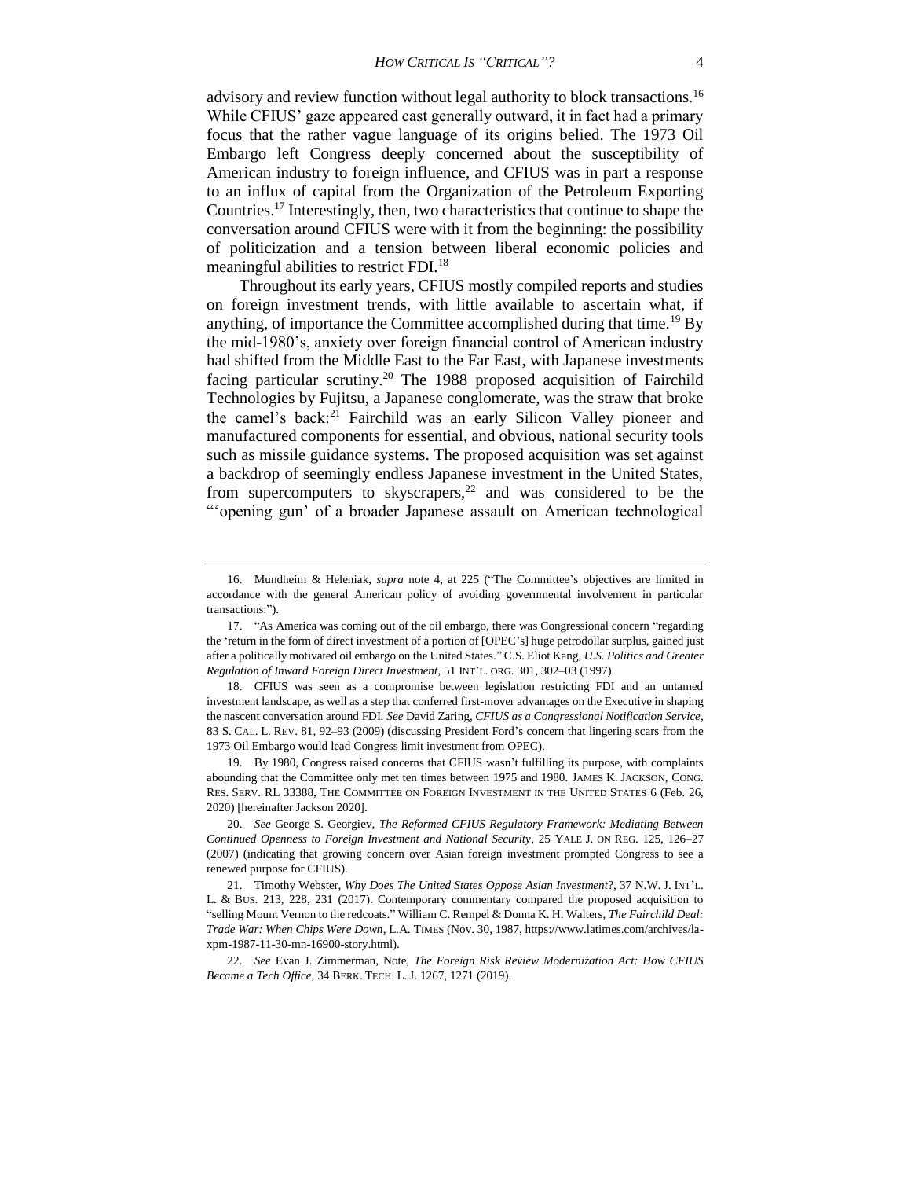advisory and review function without legal authority to block transactions.[16] While CFIUS' gaze appeared cast generally outward, it in fact had a primary focus that the rather vague language of its origins belied. The 1973 Oil Embargo left Congress deeply concerned about the susceptibility of American industry to foreign influence, and CFIUS was in part a response to an influx of capital from the Organization of the Petroleum Exporting Countries.[17] Interestingly, then, two characteristics that continue to shape the conversation around CFIUS were with it from the beginning: the possibility of politicization and a tension between liberal economic policies and meaningful abilities to restrict FDI.[18]

Throughout its early years, CFIUS mostly compiled reports and studies on foreign investment trends, with little available to ascertain what, if anything, of importance the Committee accomplished during that time.[19] By the mid-1980's, anxiety over foreign financial control of American industry had shifted from the Middle East to the Far East, with Japanese investments facing particular scrutiny.[20] The 1988 proposed acquisition of Fairchild Technologies by Fujitsu, a Japanese conglomerate, was the straw that broke the camel's back:[21] Fairchild was an early Silicon Valley pioneer and manufactured components for essential, and obvious, national security tools such as missile guidance systems. The proposed acquisition was set against a backdrop of seemingly endless Japanese investment in the United States, from supercomputers to skyscrapers,[22] and was considered to be the "'opening gun' of a broader Japanese assault on American technological

---

16. Mundheim & Heleniak, *supra* note 4, at 225 ("The Committee's objectives are limited in accordance with the general American policy of avoiding governmental involvement in particular transactions.").

17. "As America was coming out of the oil embargo, there was Congressional concern "regarding the 'return in the form of direct investment of a portion of [OPEC's] huge petrodollar surplus, gained just after a politically motivated oil embargo on the United States." C.S. Eliot Kang, *U.S. Politics and Greater Regulation of Inward Foreign Direct Investment*, 51 INT'L. ORG. 301, 302–03 (1997).

18. CFIUS was seen as a compromise between legislation restricting FDI and an untamed investment landscape, as well as a step that conferred first-mover advantages on the Executive in shaping the nascent conversation around FDI. *See* David Zaring, *CFIUS as a Congressional Notification Service*, 83 S. CAL. L. REV. 81, 92–93 (2009) (discussing President Ford's concern that lingering scars from the 1973 Oil Embargo would lead Congress limit investment from OPEC).

19. By 1980, Congress raised concerns that CFIUS wasn't fulfilling its purpose, with complaints abounding that the Committee only met ten times between 1975 and 1980. JAMES K. JACKSON, CONG. RES. SERV. RL 33388, THE COMMITTEE ON FOREIGN INVESTMENT IN THE UNITED STATES 6 (Feb. 26, 2020) [hereinafter Jackson 2020].

20. *See* George S. Georgiev, *The Reformed CFIUS Regulatory Framework: Mediating Between Continued Openness to Foreign Investment and National Security*, 25 YALE J. ON REG. 125, 126–27 (2007) (indicating that growing concern over Asian foreign investment prompted Congress to see a renewed purpose for CFIUS).

21. Timothy Webster, *Why Does The United States Oppose Asian Investment*?, 37 N.W. J. INT'L. L. & BUS. 213, 228, 231 (2017). Contemporary commentary compared the proposed acquisition to "selling Mount Vernon to the redcoats." William C. Rempel & Donna K. H. Walters, *The Fairchild Deal: Trade War: When Chips Were Down*, L.A. TIMES (Nov. 30, 1987, https://www.latimes.com/archives/la-xpm-1987-11-30-mn-16900-story.html).

22. *See* Evan J. Zimmerman, Note, *The Foreign Risk Review Modernization Act: How CFIUS Became a Tech Office*, 34 BERK. TECH. L. J. 1267, 1271 (2019).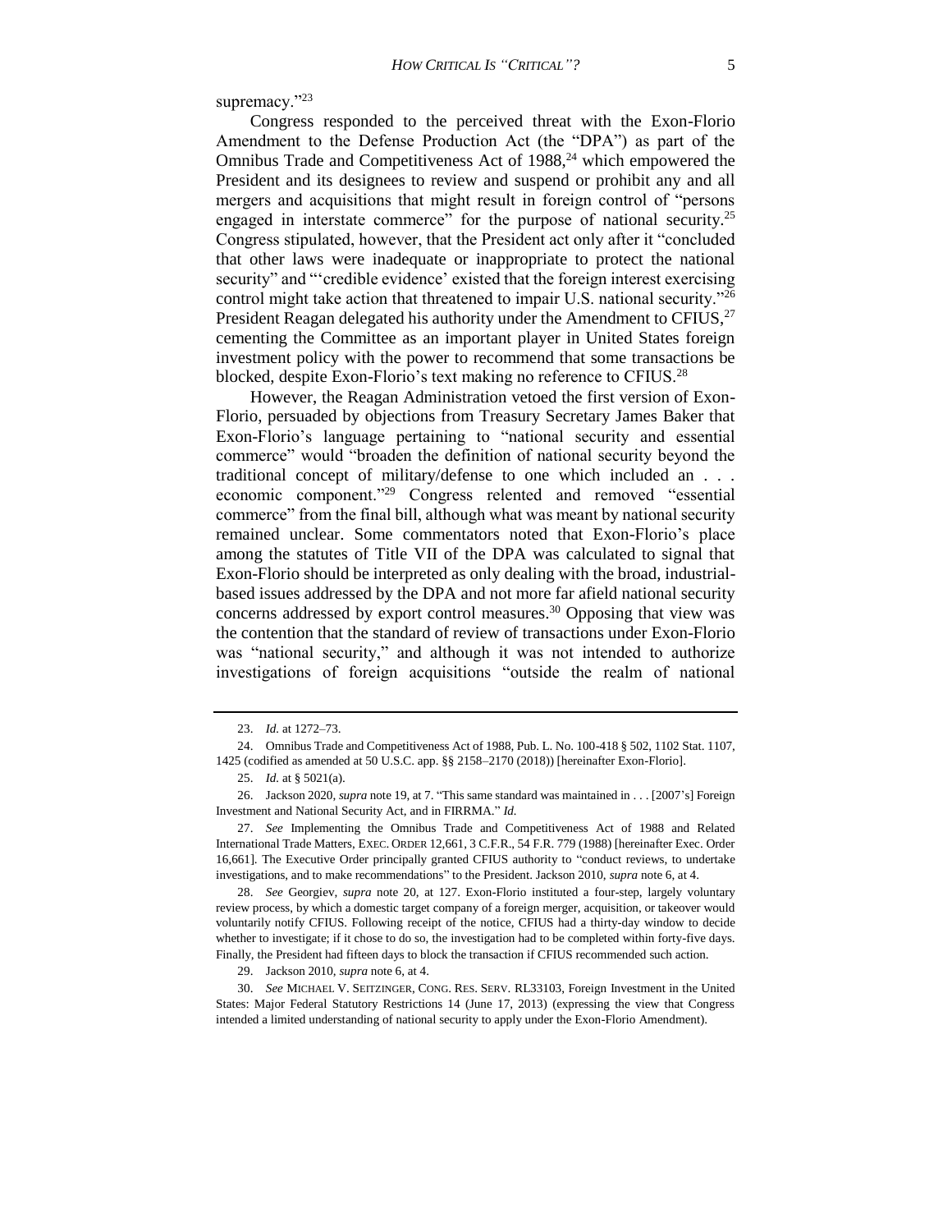supremacy."[23]

Congress responded to the perceived threat with the Exon-Florio Amendment to the Defense Production Act (the "DPA") as part of the Omnibus Trade and Competitiveness Act of 1988,[24] which empowered the President and its designees to review and suspend or prohibit any and all mergers and acquisitions that might result in foreign control of "persons engaged in interstate commerce" for the purpose of national security.[25] Congress stipulated, however, that the President act only after it "concluded that other laws were inadequate or inappropriate to protect the national security" and "'credible evidence' existed that the foreign interest exercising control might take action that threatened to impair U.S. national security."[26] President Reagan delegated his authority under the Amendment to CFIUS,[27] cementing the Committee as an important player in United States foreign investment policy with the power to recommend that some transactions be blocked, despite Exon-Florio's text making no reference to CFIUS.[28]

However, the Reagan Administration vetoed the first version of Exon-Florio, persuaded by objections from Treasury Secretary James Baker that Exon-Florio's language pertaining to "national security and essential commerce" would "broaden the definition of national security beyond the traditional concept of military/defense to one which included an . . . economic component."[29] Congress relented and removed "essential commerce" from the final bill, although what was meant by national security remained unclear. Some commentators noted that Exon-Florio's place among the statutes of Title VII of the DPA was calculated to signal that Exon-Florio should be interpreted as only dealing with the broad, industrial-based issues addressed by the DPA and not more far afield national security concerns addressed by export control measures.[30] Opposing that view was the contention that the standard of review of transactions under Exon-Florio was "national security," and although it was not intended to authorize investigations of foreign acquisitions "outside the realm of national

---

23. *Id.* at 1272–73.

24. Omnibus Trade and Competitiveness Act of 1988, Pub. L. No. 100-418 § 502, 1102 Stat. 1107, 1425 (codified as amended at 50 U.S.C. app. §§ 2158–2170 (2018)) [hereinafter Exon-Florio].

25. *Id.* at § 5021(a).

26. Jackson 2020, *supra* note 19, at 7. "This same standard was maintained in . . . [2007's] Foreign Investment and National Security Act, and in FIRRMA." *Id.*

27. *See* Implementing the Omnibus Trade and Competitiveness Act of 1988 and Related International Trade Matters, EXEC. ORDER 12,661, 3 C.F.R., 54 F.R. 779 (1988) [hereinafter Exec. Order 16,661]. The Executive Order principally granted CFIUS authority to "conduct reviews, to undertake investigations, and to make recommendations" to the President. Jackson 2010, *supra* note 6, at 4.

28. *See* Georgiev, *supra* note 20, at 127. Exon-Florio instituted a four-step, largely voluntary review process, by which a domestic target company of a foreign merger, acquisition, or takeover would voluntarily notify CFIUS. Following receipt of the notice, CFIUS had a thirty-day window to decide whether to investigate; if it chose to do so, the investigation had to be completed within forty-five days. Finally, the President had fifteen days to block the transaction if CFIUS recommended such action.

29. Jackson 2010, *supra* note 6, at 4.

30. *See* MICHAEL V. SEITZINGER, CONG. RES. SERV. RL33103, Foreign Investment in the United States: Major Federal Statutory Restrictions 14 (June 17, 2013) (expressing the view that Congress intended a limited understanding of national security to apply under the Exon-Florio Amendment).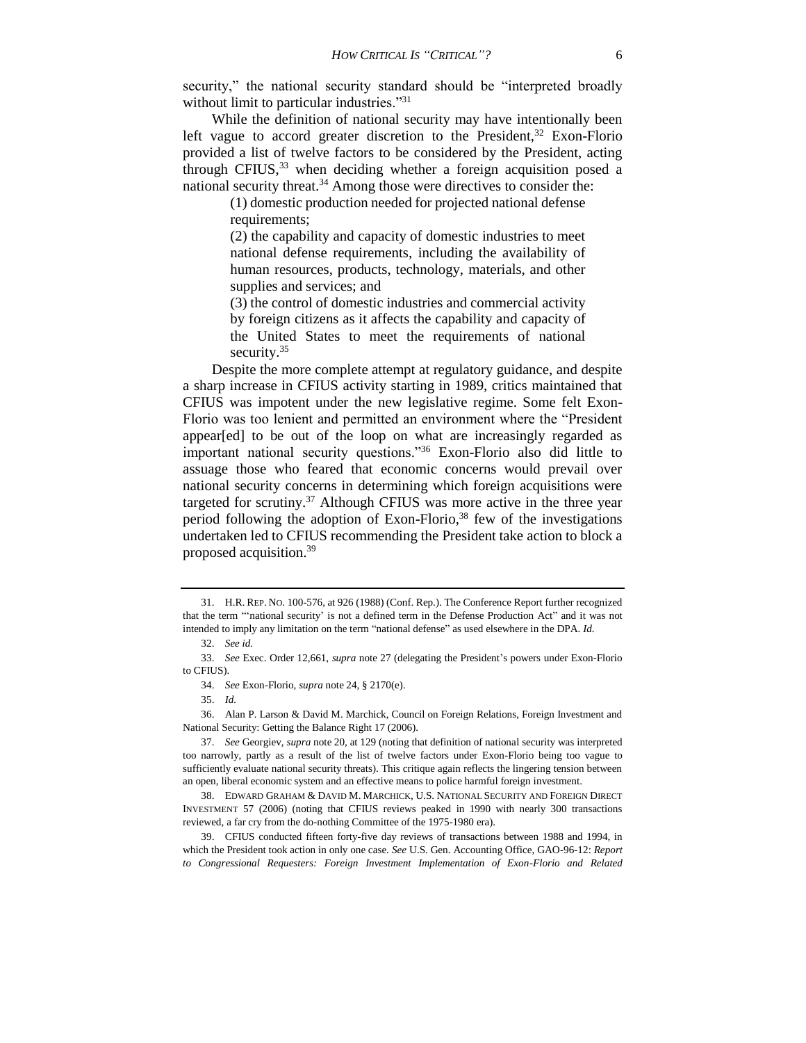security," the national security standard should be "interpreted broadly without limit to particular industries."[31]

While the definition of national security may have intentionally been left vague to accord greater discretion to the President,[32] Exon-Florio provided a list of twelve factors to be considered by the President, acting through CFIUS,[33] when deciding whether a foreign acquisition posed a national security threat.[34] Among those were directives to consider the:

> (1) domestic production needed for projected national defense requirements;
>
> (2) the capability and capacity of domestic industries to meet national defense requirements, including the availability of human resources, products, technology, materials, and other supplies and services; and
>
> (3) the control of domestic industries and commercial activity by foreign citizens as it affects the capability and capacity of the United States to meet the requirements of national security.[35]

Despite the more complete attempt at regulatory guidance, and despite a sharp increase in CFIUS activity starting in 1989, critics maintained that CFIUS was impotent under the new legislative regime. Some felt Exon-Florio was too lenient and permitted an environment where the "President appear[ed] to be out of the loop on what are increasingly regarded as important national security questions."[36] Exon-Florio also did little to assuage those who feared that economic concerns would prevail over national security concerns in determining which foreign acquisitions were targeted for scrutiny.[37] Although CFIUS was more active in the three year period following the adoption of Exon-Florio,[38] few of the investigations undertaken led to CFIUS recommending the President take action to block a proposed acquisition.[39]

---

31. H.R. REP. NO. 100-576, at 926 (1988) (Conf. Rep.). The Conference Report further recognized that the term "'national security' is not a defined term in the Defense Production Act" and it was not intended to imply any limitation on the term "national defense" as used elsewhere in the DPA. *Id.*

32. *See id.*

33. *See* Exec. Order 12,661, *supra* note 27 (delegating the President's powers under Exon-Florio to CFIUS).

34. *See* Exon-Florio, *supra* note 24, § 2170(e).

35. *Id.*

36. Alan P. Larson & David M. Marchick, Council on Foreign Relations, Foreign Investment and National Security: Getting the Balance Right 17 (2006).

37. *See* Georgiev, *supra* note 20, at 129 (noting that definition of national security was interpreted too narrowly, partly as a result of the list of twelve factors under Exon-Florio being too vague to sufficiently evaluate national security threats). This critique again reflects the lingering tension between an open, liberal economic system and an effective means to police harmful foreign investment.

38. EDWARD GRAHAM & DAVID M. MARCHICK, U.S. NATIONAL SECURITY AND FOREIGN DIRECT INVESTMENT 57 (2006) (noting that CFIUS reviews peaked in 1990 with nearly 300 transactions reviewed, a far cry from the do-nothing Committee of the 1975-1980 era).

39. CFIUS conducted fifteen forty-five day reviews of transactions between 1988 and 1994, in which the President took action in only one case. *See* U.S. Gen. Accounting Office, GAO-96-12: *Report to Congressional Requesters: Foreign Investment Implementation of Exon-Florio and Related*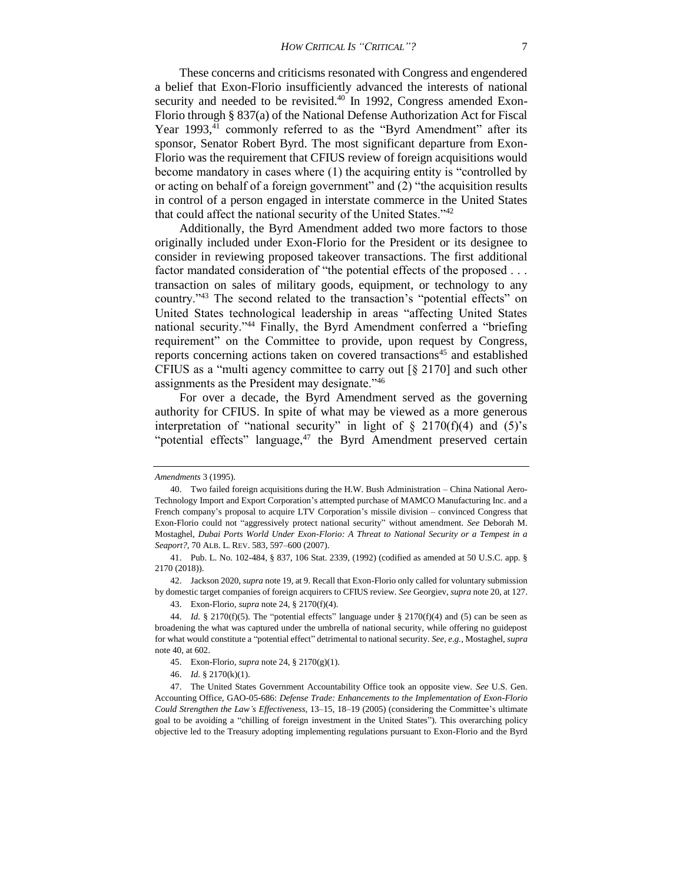These concerns and criticisms resonated with Congress and engendered a belief that Exon-Florio insufficiently advanced the interests of national security and needed to be revisited.[40] In 1992, Congress amended Exon-Florio through § 837(a) of the National Defense Authorization Act for Fiscal Year 1993,[41] commonly referred to as the "Byrd Amendment" after its sponsor, Senator Robert Byrd. The most significant departure from Exon-Florio was the requirement that CFIUS review of foreign acquisitions would become mandatory in cases where (1) the acquiring entity is "controlled by or acting on behalf of a foreign government" and (2) "the acquisition results in control of a person engaged in interstate commerce in the United States that could affect the national security of the United States."[42]

Additionally, the Byrd Amendment added two more factors to those originally included under Exon-Florio for the President or its designee to consider in reviewing proposed takeover transactions. The first additional factor mandated consideration of "the potential effects of the proposed . . . transaction on sales of military goods, equipment, or technology to any country."[43] The second related to the transaction's "potential effects" on United States technological leadership in areas "affecting United States national security."[44] Finally, the Byrd Amendment conferred a "briefing requirement" on the Committee to provide, upon request by Congress, reports concerning actions taken on covered transactions[45] and established CFIUS as a "multi agency committee to carry out [§ 2170] and such other assignments as the President may designate."[46]

For over a decade, the Byrd Amendment served as the governing authority for CFIUS. In spite of what may be viewed as a more generous interpretation of "national security" in light of § 2170(f)(4) and (5)'s "potential effects" language,[47] the Byrd Amendment preserved certain

---

*Amendments* 3 (1995).

40. Two failed foreign acquisitions during the H.W. Bush Administration – China National Aero-Technology Import and Export Corporation's attempted purchase of MAMCO Manufacturing Inc. and a French company's proposal to acquire LTV Corporation's missile division – convinced Congress that Exon-Florio could not "aggressively protect national security" without amendment. *See* Deborah M. Mostaghel, *Dubai Ports World Under Exon-Florio: A Threat to National Security or a Tempest in a Seaport?*, 70 ALB. L. REV. 583, 597–600 (2007).

41. Pub. L. No. 102-484, § 837, 106 Stat. 2339, (1992) (codified as amended at 50 U.S.C. app. § 2170 (2018)).

42. Jackson 2020, *supra* note 19, at 9. Recall that Exon-Florio only called for voluntary submission by domestic target companies of foreign acquirers to CFIUS review. *See* Georgiev, *supra* note 20, at 127.

43. Exon-Florio, *supra* note 24, § 2170(f)(4).

44. *Id.* § 2170(f)(5). The "potential effects" language under § 2170(f)(4) and (5) can be seen as broadening the what was captured under the umbrella of national security, while offering no guidepost for what would constitute a "potential effect" detrimental to national security. *See, e.g.*, Mostaghel, *supra* note 40, at 602.

45. Exon-Florio, *supra* note 24, § 2170(g)(1).

46. *Id.* § 2170(k)(1).

47. The United States Government Accountability Office took an opposite view. *See* U.S. Gen. Accounting Office, GAO-05-686: *Defense Trade: Enhancements to the Implementation of Exon-Florio Could Strengthen the Law's Effectiveness*, 13–15, 18–19 (2005) (considering the Committee's ultimate goal to be avoiding a "chilling of foreign investment in the United States"). This overarching policy objective led to the Treasury adopting implementing regulations pursuant to Exon-Florio and the Byrd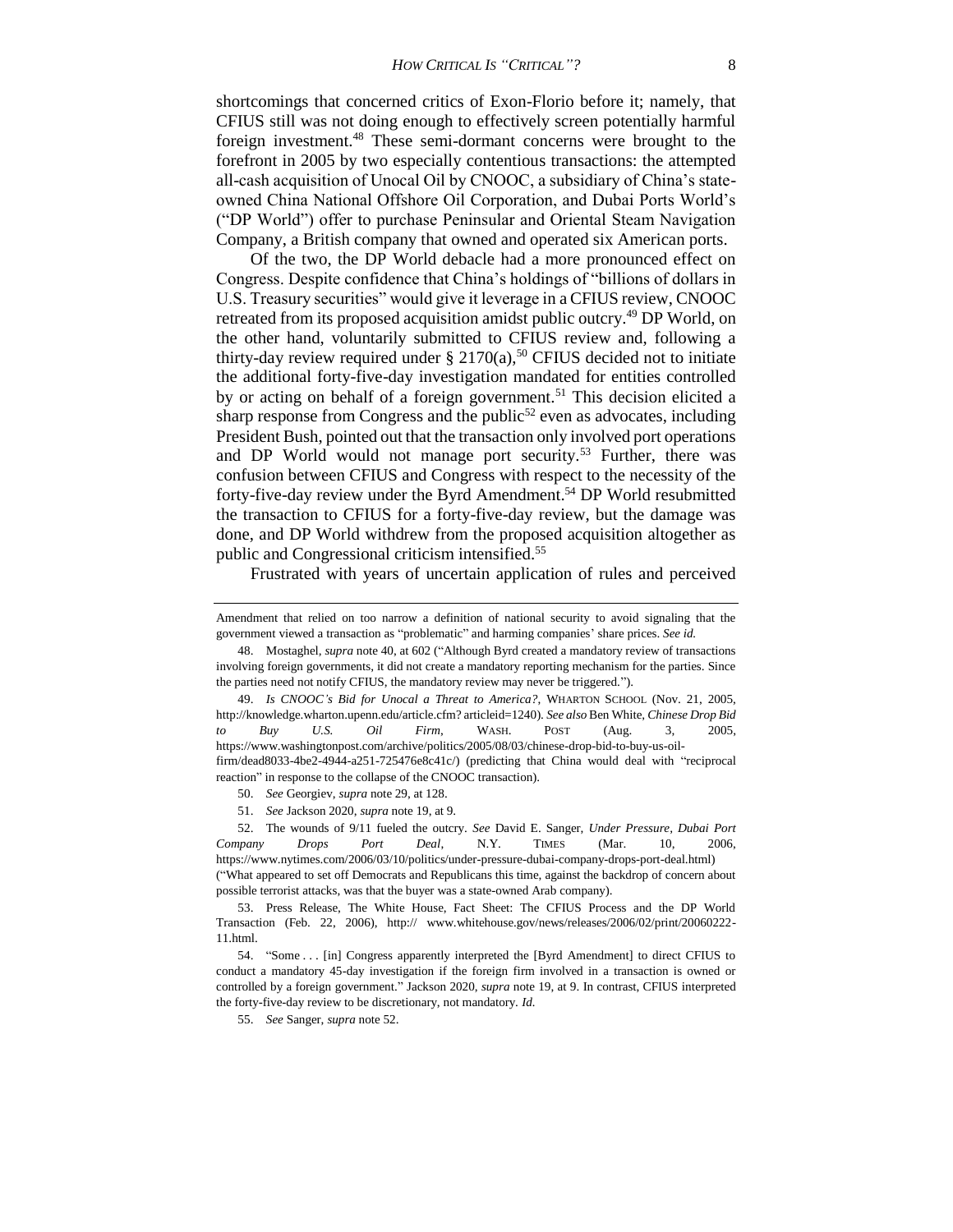shortcomings that concerned critics of Exon-Florio before it; namely, that CFIUS still was not doing enough to effectively screen potentially harmful foreign investment.[48] These semi-dormant concerns were brought to the forefront in 2005 by two especially contentious transactions: the attempted all-cash acquisition of Unocal Oil by CNOOC, a subsidiary of China's state-owned China National Offshore Oil Corporation, and Dubai Ports World's ("DP World") offer to purchase Peninsular and Oriental Steam Navigation Company, a British company that owned and operated six American ports.

Of the two, the DP World debacle had a more pronounced effect on Congress. Despite confidence that China's holdings of "billions of dollars in U.S. Treasury securities" would give it leverage in a CFIUS review, CNOOC retreated from its proposed acquisition amidst public outcry.[49] DP World, on the other hand, voluntarily submitted to CFIUS review and, following a thirty-day review required under § 2170(a),[50] CFIUS decided not to initiate the additional forty-five-day investigation mandated for entities controlled by or acting on behalf of a foreign government.[51] This decision elicited a sharp response from Congress and the public[52] even as advocates, including President Bush, pointed out that the transaction only involved port operations and DP World would not manage port security.[53] Further, there was confusion between CFIUS and Congress with respect to the necessity of the forty-five-day review under the Byrd Amendment.[54] DP World resubmitted the transaction to CFIUS for a forty-five-day review, but the damage was done, and DP World withdrew from the proposed acquisition altogether as public and Congressional criticism intensified.[55]

Frustrated with years of uncertain application of rules and perceived

---

Amendment that relied on too narrow a definition of national security to avoid signaling that the government viewed a transaction as "problematic" and harming companies' share prices. *See id.*

48. Mostaghel, *supra* note 40, at 602 ("Although Byrd created a mandatory review of transactions involving foreign governments, it did not create a mandatory reporting mechanism for the parties. Since the parties need not notify CFIUS, the mandatory review may never be triggered.").

49. *Is CNOOC's Bid for Unocal a Threat to America?*, WHARTON SCHOOL (Nov. 21, 2005, http://knowledge.wharton.upenn.edu/article.cfm? articleid=1240). *See also* Ben White, *Chinese Drop Bid to Buy U.S. Oil Firm*, WASH. POST (Aug. 3, 2005, https://www.washingtonpost.com/archive/politics/2005/08/03/chinese-drop-bid-to-buy-us-oil-firm/dead8033-4be2-4944-a251-725476e8c41c/) (predicting that China would deal with "reciprocal reaction" in response to the collapse of the CNOOC transaction).

50. *See* Georgiev, *supra* note 29, at 128.

51. *See* Jackson 2020, *supra* note 19, at 9.

52. The wounds of 9/11 fueled the outcry. *See* David E. Sanger, *Under Pressure, Dubai Port Company Drops Port Deal*, N.Y. TIMES (Mar. 10, 2006, https://www.nytimes.com/2006/03/10/politics/under-pressure-dubai-company-drops-port-deal.html) ("What appeared to set off Democrats and Republicans this time, against the backdrop of concern about possible terrorist attacks, was that the buyer was a state-owned Arab company).

53. Press Release, The White House, Fact Sheet: The CFIUS Process and the DP World Transaction (Feb. 22, 2006), http:// www.whitehouse.gov/news/releases/2006/02/print/20060222-11.html.

54. "Some . . . [in] Congress apparently interpreted the [Byrd Amendment] to direct CFIUS to conduct a mandatory 45-day investigation if the foreign firm involved in a transaction is owned or controlled by a foreign government." Jackson 2020, *supra* note 19, at 9. In contrast, CFIUS interpreted the forty-five-day review to be discretionary, not mandatory. *Id.*

55. *See* Sanger, *supra* note 52.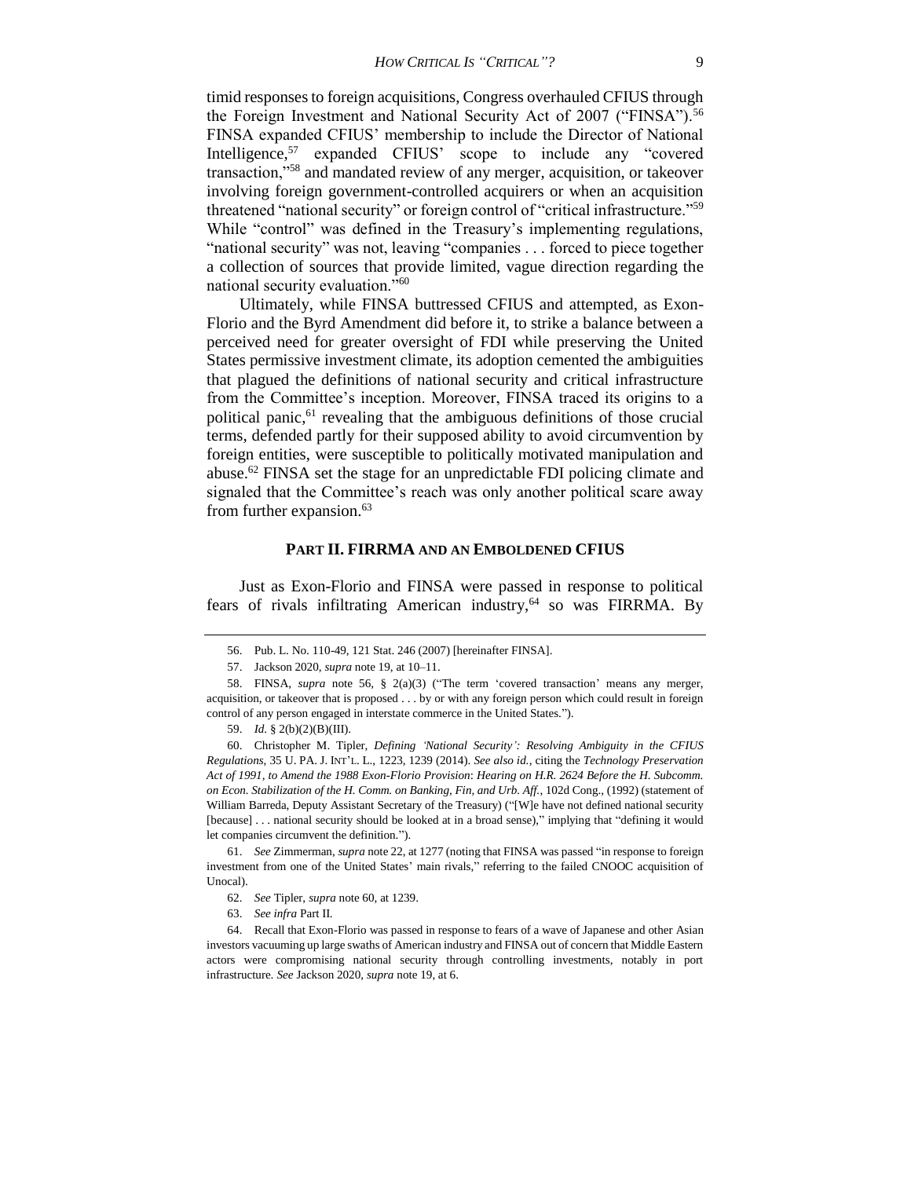timid responses to foreign acquisitions, Congress overhauled CFIUS through the Foreign Investment and National Security Act of 2007 ("FINSA").[56] FINSA expanded CFIUS' membership to include the Director of National Intelligence,[57] expanded CFIUS' scope to include any "covered transaction,"[58] and mandated review of any merger, acquisition, or takeover involving foreign government-controlled acquirers or when an acquisition threatened "national security" or foreign control of "critical infrastructure."[59] While "control" was defined in the Treasury's implementing regulations, "national security" was not, leaving "companies . . . forced to piece together a collection of sources that provide limited, vague direction regarding the national security evaluation."[60]

Ultimately, while FINSA buttressed CFIUS and attempted, as Exon-Florio and the Byrd Amendment did before it, to strike a balance between a perceived need for greater oversight of FDI while preserving the United States permissive investment climate, its adoption cemented the ambiguities that plagued the definitions of national security and critical infrastructure from the Committee's inception. Moreover, FINSA traced its origins to a political panic,[61] revealing that the ambiguous definitions of those crucial terms, defended partly for their supposed ability to avoid circumvention by foreign entities, were susceptible to politically motivated manipulation and abuse.[62] FINSA set the stage for an unpredictable FDI policing climate and signaled that the Committee's reach was only another political scare away from further expansion.[63]

## PART II. FIRRMA AND AN EMBOLDENED CFIUS

Just as Exon-Florio and FINSA were passed in response to political fears of rivals infiltrating American industry,[64] so was FIRRMA. By

---

56. Pub. L. No. 110-49, 121 Stat. 246 (2007) [hereinafter FINSA].

57. Jackson 2020, *supra* note 19, at 10–11.

58. FINSA, *supra* note 56, § 2(a)(3) ("The term 'covered transaction' means any merger, acquisition, or takeover that is proposed . . . by or with any foreign person which could result in foreign control of any person engaged in interstate commerce in the United States.").

59. *Id.* § 2(b)(2)(B)(III).

60. Christopher M. Tipler, *Defining 'National Security': Resolving Ambiguity in the CFIUS Regulations*, 35 U. PA. J. INT'L L., 1223, 1239 (2014). *See also id.*, citing the *Technology Preservation Act of 1991, to Amend the 1988 Exon-Florio Provision*: *Hearing on H.R. 2624 Before the H. Subcomm. on Econ. Stabilization of the H. Comm. on Banking, Fin, and Urb. Aff.*, 102d Cong., (1992) (statement of William Barreda, Deputy Assistant Secretary of the Treasury) ("[W]e have not defined national security [because] . . . national security should be looked at in a broad sense)," implying that "defining it would let companies circumvent the definition.").

61. *See* Zimmerman, *supra* note 22, at 1277 (noting that FINSA was passed "in response to foreign investment from one of the United States' main rivals," referring to the failed CNOOC acquisition of Unocal).

62. *See* Tipler, *supra* note 60, at 1239.

63. *See infra* Part II.

64. Recall that Exon-Florio was passed in response to fears of a wave of Japanese and other Asian investors vacuuming up large swaths of American industry and FINSA out of concern that Middle Eastern actors were compromising national security through controlling investments, notably in port infrastructure. *See* Jackson 2020, *supra* note 19, at 6.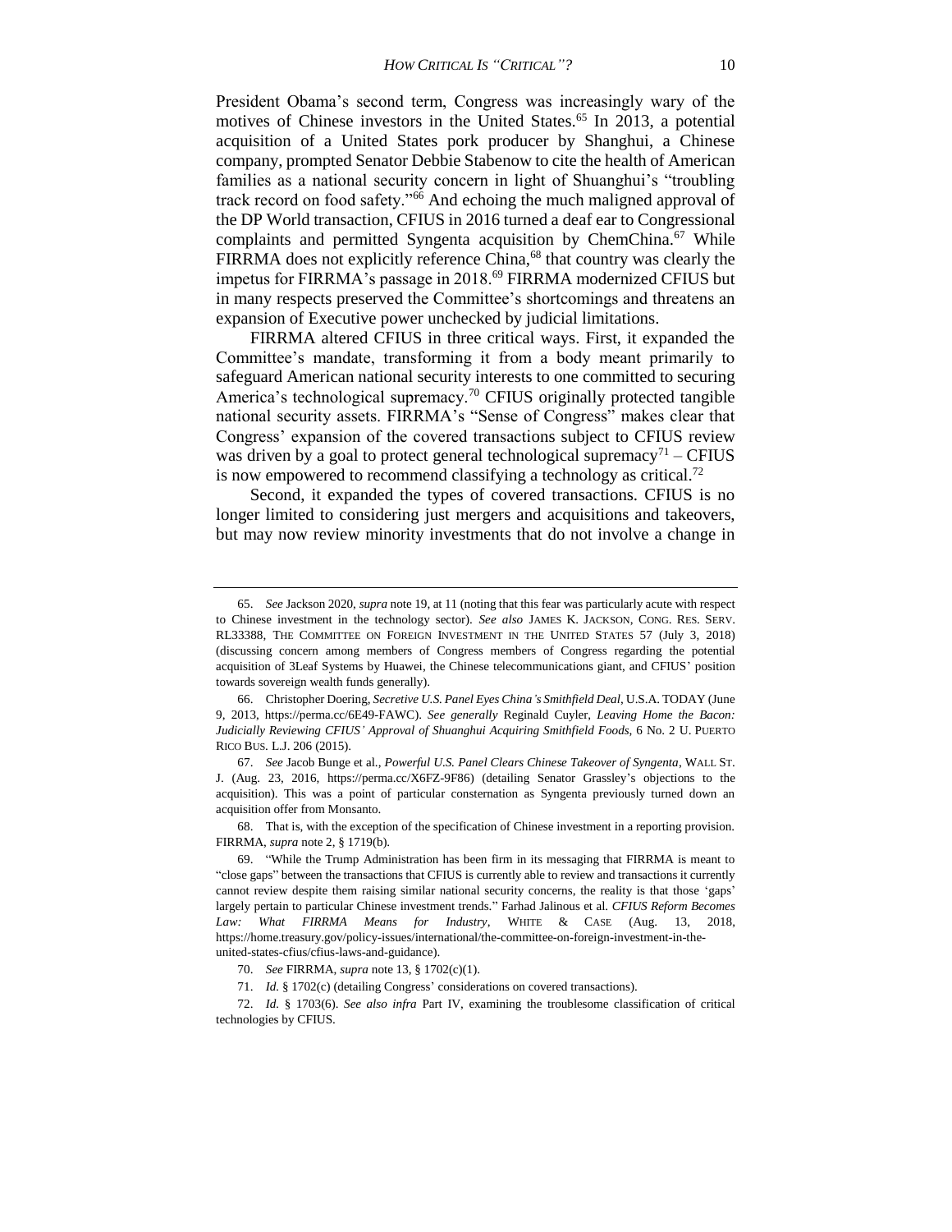President Obama's second term, Congress was increasingly wary of the motives of Chinese investors in the United States.[65] In 2013, a potential acquisition of a United States pork producer by Shanghui, a Chinese company, prompted Senator Debbie Stabenow to cite the health of American families as a national security concern in light of Shuanghui's "troubling track record on food safety."[66] And echoing the much maligned approval of the DP World transaction, CFIUS in 2016 turned a deaf ear to Congressional complaints and permitted Syngenta acquisition by ChemChina.[67] While FIRRMA does not explicitly reference China,[68] that country was clearly the impetus for FIRRMA's passage in 2018.[69] FIRRMA modernized CFIUS but in many respects preserved the Committee's shortcomings and threatens an expansion of Executive power unchecked by judicial limitations.

FIRRMA altered CFIUS in three critical ways. First, it expanded the Committee's mandate, transforming it from a body meant primarily to safeguard American national security interests to one committed to securing America's technological supremacy.[70] CFIUS originally protected tangible national security assets. FIRRMA's "Sense of Congress" makes clear that Congress' expansion of the covered transactions subject to CFIUS review was driven by a goal to protect general technological supremacy[71] – CFIUS is now empowered to recommend classifying a technology as critical.[72]

Second, it expanded the types of covered transactions. CFIUS is no longer limited to considering just mergers and acquisitions and takeovers, but may now review minority investments that do not involve a change in

---

65. *See* Jackson 2020, *supra* note 19, at 11 (noting that this fear was particularly acute with respect to Chinese investment in the technology sector). *See also* JAMES K. JACKSON, CONG. RES. SERV. RL33388, THE COMMITTEE ON FOREIGN INVESTMENT IN THE UNITED STATES 57 (July 3, 2018) (discussing concern among members of Congress members of Congress regarding the potential acquisition of 3Leaf Systems by Huawei, the Chinese telecommunications giant, and CFIUS' position towards sovereign wealth funds generally).

66. Christopher Doering, *Secretive U.S. Panel Eyes China's Smithfield Deal*, U.S.A. TODAY (June 9, 2013, https://perma.cc/6E49-FAWC). *See generally* Reginald Cuyler, *Leaving Home the Bacon: Judicially Reviewing CFIUS' Approval of Shuanghui Acquiring Smithfield Foods*, 6 No. 2 U. PUERTO RICO BUS. L.J. 206 (2015).

67. *See* Jacob Bunge et al., *Powerful U.S. Panel Clears Chinese Takeover of Syngenta*, WALL ST. J. (Aug. 23, 2016, https://perma.cc/X6FZ-9F86) (detailing Senator Grassley's objections to the acquisition). This was a point of particular consternation as Syngenta previously turned down an acquisition offer from Monsanto.

68. That is, with the exception of the specification of Chinese investment in a reporting provision. FIRRMA, *supra* note 2, § 1719(b).

69. "While the Trump Administration has been firm in its messaging that FIRRMA is meant to "close gaps" between the transactions that CFIUS is currently able to review and transactions it currently cannot review despite them raising similar national security concerns, the reality is that those 'gaps' largely pertain to particular Chinese investment trends." Farhad Jalinous et al. *CFIUS Reform Becomes Law: What FIRRMA Means for Industry*, WHITE & CASE (Aug. 13, 2018, https://home.treasury.gov/policy-issues/international/the-committee-on-foreign-investment-in-the-united-states-cfius/cfius-laws-and-guidance).

70. *See* FIRRMA, *supra* note 13, § 1702(c)(1).

71. *Id.* § 1702(c) (detailing Congress' considerations on covered transactions).

72. *Id.* § 1703(6). *See also infra* Part IV, examining the troublesome classification of critical technologies by CFIUS.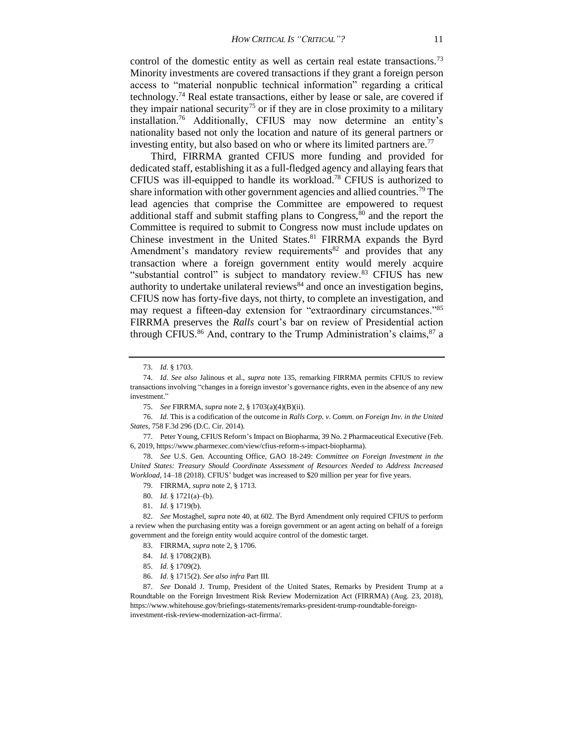control of the domestic entity as well as certain real estate transactions.[73] Minority investments are covered transactions if they grant a foreign person access to "material nonpublic technical information" regarding a critical technology.[74] Real estate transactions, either by lease or sale, are covered if they impair national security[75] or if they are in close proximity to a military installation.[76] Additionally, CFIUS may now determine an entity's nationality based not only the location and nature of its general partners or investing entity, but also based on who or where its limited partners are.[77]

Third, FIRRMA granted CFIUS more funding and provided for dedicated staff, establishing it as a full-fledged agency and allaying fears that CFIUS was ill-equipped to handle its workload.[78] CFIUS is authorized to share information with other government agencies and allied countries.[79] The lead agencies that comprise the Committee are empowered to request additional staff and submit staffing plans to Congress,[80] and the report the Committee is required to submit to Congress now must include updates on Chinese investment in the United States.[81] FIRRMA expands the Byrd Amendment's mandatory review requirements[82] and provides that any transaction where a foreign government entity would merely acquire "substantial control" is subject to mandatory review.[83] CFIUS has new authority to undertake unilateral reviews[84] and once an investigation begins, CFIUS now has forty-five days, not thirty, to complete an investigation, and may request a fifteen-day extension for "extraordinary circumstances."[85] FIRRMA preserves the *Ralls* court's bar on review of Presidential action through CFIUS.[86] And, contrary to the Trump Administration's claims,[87] a

---

73. *Id.* § 1703.

74. *Id. See also* Jalinous et al., *supra* note 135, remarking FIRRMA permits CFIUS to review transactions involving "changes in a foreign investor's governance rights, even in the absence of any new investment."

75. *See* FIRRMA, *supra* note 2, § 1703(a)(4)(B)(ii).

76. *Id.* This is a codification of the outcome in *Ralls Corp. v. Comm. on Foreign Inv. in the United States*, 758 F.3d 296 (D.C. Cir. 2014).

77. Peter Young, CFIUS Reform's Impact on Biopharma, 39 No. 2 Pharmaceutical Executive (Feb. 6, 2019, https://www.pharmexec.com/view/cfius-reform-s-impact-biopharma).

78. *See* U.S. Gen. Accounting Office, GAO 18-249: *Committee on Foreign Investment in the United States: Treasury Should Coordinate Assessment of Resources Needed to Address Increased Workload*, 14–18 (2018). CFIUS' budget was increased to $20 million per year for five years.

79. FIRRMA, *supra* note 2, § 1713.

80. *Id.* § 1721(a)–(b).

81. *Id.* § 1719(b).

82. *See* Mostaghel, *supra* note 40, at 602. The Byrd Amendment only required CFIUS to perform a review when the purchasing entity was a foreign government or an agent acting on behalf of a foreign government and the foreign entity would acquire control of the domestic target.

83. FIRRMA, *supra* note 2, § 1706.

84. *Id.* § 1708(2)(B).

85. *Id.* § 1709(2).

86. *Id.* § 1715(2). *See also infra* Part III.

87. *See* Donald J. Trump, President of the United States, Remarks by President Trump at a Roundtable on the Foreign Investment Risk Review Modernization Act (FIRRMA) (Aug. 23, 2018), https://www.whitehouse.gov/briefings-statements/remarks-president-trump-roundtable-foreign-investment-risk-review-modernization-act-firrma/.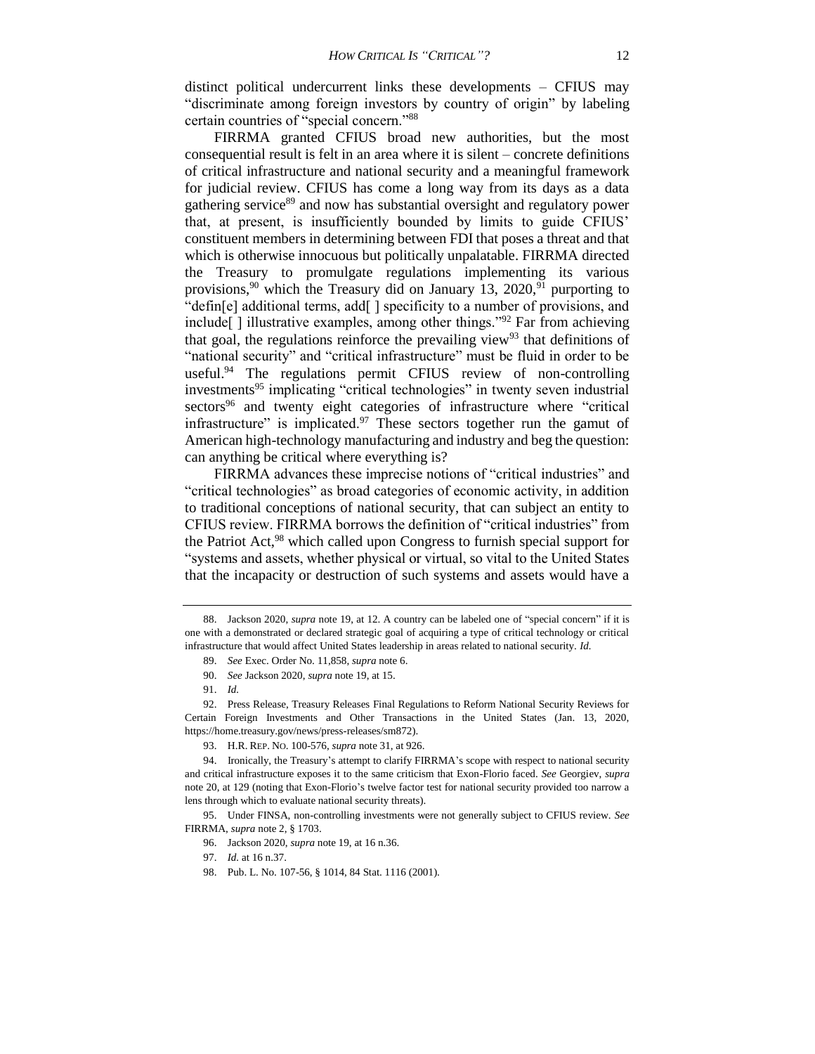distinct political undercurrent links these developments – CFIUS may "discriminate among foreign investors by country of origin" by labeling certain countries of "special concern."[88]

FIRRMA granted CFIUS broad new authorities, but the most consequential result is felt in an area where it is silent – concrete definitions of critical infrastructure and national security and a meaningful framework for judicial review. CFIUS has come a long way from its days as a data gathering service[89] and now has substantial oversight and regulatory power that, at present, is insufficiently bounded by limits to guide CFIUS' constituent members in determining between FDI that poses a threat and that which is otherwise innocuous but politically unpalatable. FIRRMA directed the Treasury to promulgate regulations implementing its various provisions,[90] which the Treasury did on January 13, 2020,[91] purporting to "defin[e] additional terms, add[ ] specificity to a number of provisions, and include[ ] illustrative examples, among other things."[92] Far from achieving that goal, the regulations reinforce the prevailing view[93] that definitions of "national security" and "critical infrastructure" must be fluid in order to be useful.[94] The regulations permit CFIUS review of non-controlling investments[95] implicating "critical technologies" in twenty seven industrial sectors[96] and twenty eight categories of infrastructure where "critical infrastructure" is implicated.[97] These sectors together run the gamut of American high-technology manufacturing and industry and beg the question: can anything be critical where everything is?

FIRRMA advances these imprecise notions of "critical industries" and "critical technologies" as broad categories of economic activity, in addition to traditional conceptions of national security, that can subject an entity to CFIUS review. FIRRMA borrows the definition of "critical industries" from the Patriot Act,[98] which called upon Congress to furnish special support for "systems and assets, whether physical or virtual, so vital to the United States that the incapacity or destruction of such systems and assets would have a

---

88. Jackson 2020, *supra* note 19, at 12. A country can be labeled one of "special concern" if it is one with a demonstrated or declared strategic goal of acquiring a type of critical technology or critical infrastructure that would affect United States leadership in areas related to national security. *Id.*

89. *See* Exec. Order No. 11,858, *supra* note 6.

90. *See* Jackson 2020, *supra* note 19, at 15.

91. *Id.*

92. Press Release, Treasury Releases Final Regulations to Reform National Security Reviews for Certain Foreign Investments and Other Transactions in the United States (Jan. 13, 2020, https://home.treasury.gov/news/press-releases/sm872).

93. H.R. REP. NO. 100-576, *supra* note 31, at 926.

94. Ironically, the Treasury's attempt to clarify FIRRMA's scope with respect to national security and critical infrastructure exposes it to the same criticism that Exon-Florio faced. *See* Georgiev, *supra* note 20, at 129 (noting that Exon-Florio's twelve factor test for national security provided too narrow a lens through which to evaluate national security threats).

95. Under FINSA, non-controlling investments were not generally subject to CFIUS review. *See* FIRRMA, *supra* note 2, § 1703.

96. Jackson 2020, *supra* note 19, at 16 n.36.

97. *Id.* at 16 n.37.

98. Pub. L. No. 107-56, § 1014, 84 Stat. 1116 (2001).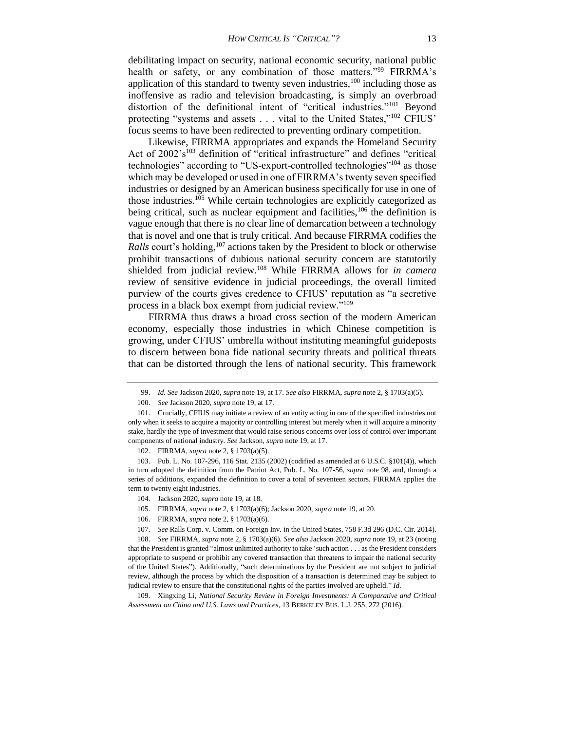debilitating impact on security, national economic security, national public health or safety, or any combination of those matters."[99] FIRRMA's application of this standard to twenty seven industries,[100] including those as inoffensive as radio and television broadcasting, is simply an overbroad distortion of the definitional intent of "critical industries."[101] Beyond protecting "systems and assets . . . vital to the United States,"[102] CFIUS' focus seems to have been redirected to preventing ordinary competition.

Likewise, FIRRMA appropriates and expands the Homeland Security Act of 2002's[103] definition of "critical infrastructure" and defines "critical technologies" according to "US-export-controlled technologies"[104] as those which may be developed or used in one of FIRRMA's twenty seven specified industries or designed by an American business specifically for use in one of those industries.[105] While certain technologies are explicitly categorized as being critical, such as nuclear equipment and facilities,[106] the definition is vague enough that there is no clear line of demarcation between a technology that is novel and one that is truly critical. And because FIRRMA codifies the *Ralls* court's holding,[107] actions taken by the President to block or otherwise prohibit transactions of dubious national security concern are statutorily shielded from judicial review.[108] While FIRRMA allows for *in camera* review of sensitive evidence in judicial proceedings, the overall limited purview of the courts gives credence to CFIUS' reputation as "a secretive process in a black box exempt from judicial review."[109]

FIRRMA thus draws a broad cross section of the modern American economy, especially those industries in which Chinese competition is growing, under CFIUS' umbrella without instituting meaningful guideposts to discern between bona fide national security threats and political threats that can be distorted through the lens of national security. This framework

---

99. *Id. See* Jackson 2020, *supra* note 19, at 17. *See also* FIRRMA, *supra* note 2, § 1703(a)(5).

100. *See* Jackson 2020, *supra* note 19, at 17.

101. Crucially, CFIUS may initiate a review of an entity acting in one of the specified industries not only when it seeks to acquire a majority or controlling interest but merely when it will acquire a minority stake, hardly the type of investment that would raise serious concerns over loss of control over important components of national industry. *See* Jackson, *supra* note 19, at 17.

102. FIRRMA, *supra* note 2, § 1703(a)(5).

103. Pub. L. No. 107-296, 116 Stat. 2135 (2002) (codified as amended at 6 U.S.C. §101(4)), which in turn adopted the definition from the Patriot Act, Pub. L. No. 107-56, *supra* note 98, and, through a series of additions, expanded the definition to cover a total of seventeen sectors. FIRRMA applies the term to twenty eight industries.

104. Jackson 2020, *supra* note 19, at 18.

105. FIRRMA, *supra* note 2, § 1703(a)(6); Jackson 2020, *supra* note 19, at 20.

106. FIRRMA, *supra* note 2, § 1703(a)(6).

107. *See* Ralls Corp. v. Comm. on Foreign Inv. in the United States, 758 F.3d 296 (D.C. Cir. 2014).

108. *See* FIRRMA, *supra* note 2, § 1703(a)(6). *See also* Jackson 2020, *supra* note 19, at 23 (noting that the President is granted "almost unlimited authority to take 'such action . . . as the President considers appropriate to suspend or prohibit any covered transaction that threatens to impair the national security of the United States"). Additionally, "such determinations by the President are not subject to judicial review, although the process by which the disposition of a transaction is determined may be subject to judicial review to ensure that the constitutional rights of the parties involved are upheld." *Id.*

109. Xingxing Li, *National Security Review in Foreign Investments: A Comparative and Critical Assessment on China and U.S. Laws and Practices*, 13 BERKELEY BUS. L.J. 255, 272 (2016).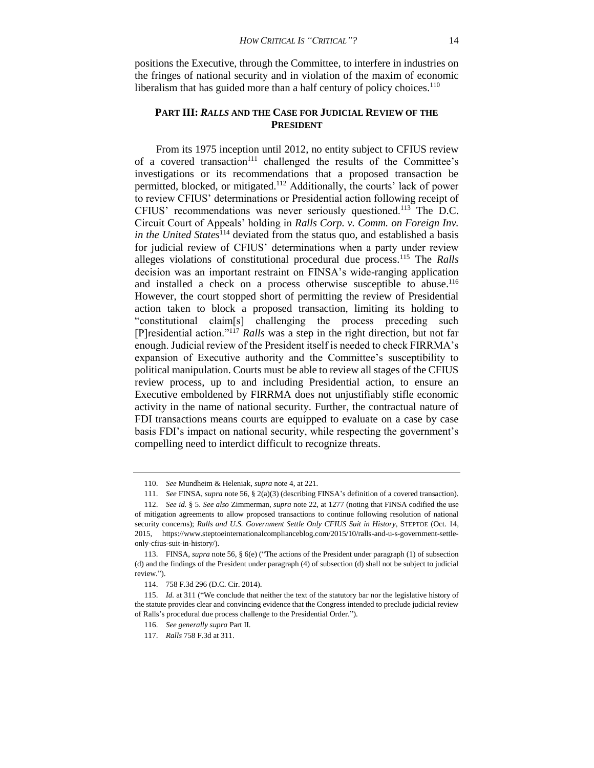positions the Executive, through the Committee, to interfere in industries on the fringes of national security and in violation of the maxim of economic liberalism that has guided more than a half century of policy choices.[110]

## PART III: *RALLS* AND THE CASE FOR JUDICIAL REVIEW OF THE PRESIDENT

From its 1975 inception until 2012, no entity subject to CFIUS review of a covered transaction[111] challenged the results of the Committee's investigations or its recommendations that a proposed transaction be permitted, blocked, or mitigated.[112] Additionally, the courts' lack of power to review CFIUS' determinations or Presidential action following receipt of CFIUS' recommendations was never seriously questioned.[113] The D.C. Circuit Court of Appeals' holding in *Ralls Corp. v. Comm. on Foreign Inv. in the United States*[114] deviated from the status quo, and established a basis for judicial review of CFIUS' determinations when a party under review alleges violations of constitutional procedural due process.[115] The *Ralls* decision was an important restraint on FINSA's wide-ranging application and installed a check on a process otherwise susceptible to abuse.[116] However, the court stopped short of permitting the review of Presidential action taken to block a proposed transaction, limiting its holding to "constitutional claim[s] challenging the process preceding such [P]residential action."[117] *Ralls* was a step in the right direction, but not far enough. Judicial review of the President itself is needed to check FIRRMA's expansion of Executive authority and the Committee's susceptibility to political manipulation. Courts must be able to review all stages of the CFIUS review process, up to and including Presidential action, to ensure an Executive emboldened by FIRRMA does not unjustifiably stifle economic activity in the name of national security. Further, the contractual nature of FDI transactions means courts are equipped to evaluate on a case by case basis FDI's impact on national security, while respecting the government's compelling need to interdict difficult to recognize threats.

---

110. *See* Mundheim & Heleniak, *supra* note 4, at 221.

111. *See* FINSA, *supra* note 56, § 2(a)(3) (describing FINSA's definition of a covered transaction).

112. *See id.* § 5. *See also* Zimmerman, *supra* note 22, at 1277 (noting that FINSA codified the use of mitigation agreements to allow proposed transactions to continue following resolution of national security concerns); *Ralls and U.S. Government Settle Only CFIUS Suit in History*, STEPTOE (Oct. 14, 2015, https://www.steptoeinternationalcomplianceblog.com/2015/10/ralls-and-u-s-government-settle-only-cfius-suit-in-history/).

113. FINSA, *supra* note 56, § 6(e) ("The actions of the President under paragraph (1) of subsection (d) and the findings of the President under paragraph (4) of subsection (d) shall not be subject to judicial review.").

114. 758 F.3d 296 (D.C. Cir. 2014).

115. *Id.* at 311 ("We conclude that neither the text of the statutory bar nor the legislative history of the statute provides clear and convincing evidence that the Congress intended to preclude judicial review of Ralls's procedural due process challenge to the Presidential Order.").

116. *See generally supra* Part II.

117. *Ralls* 758 F.3d at 311.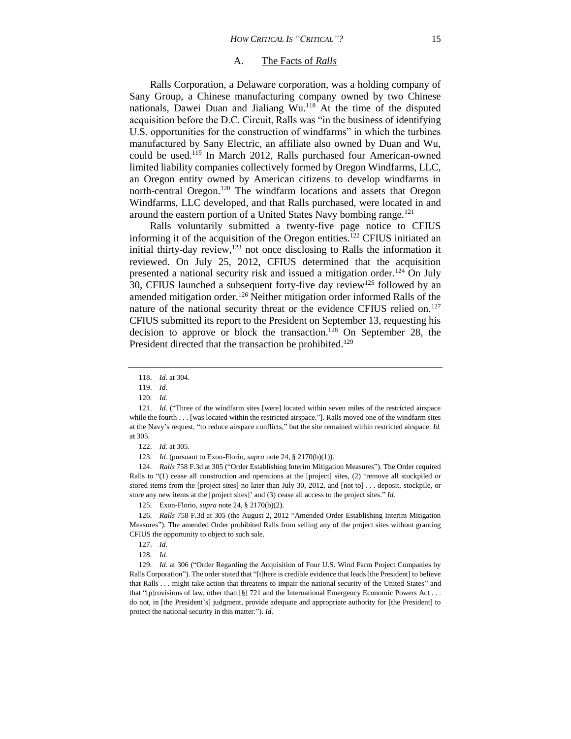### A. The Facts of *Ralls*

Ralls Corporation, a Delaware corporation, was a holding company of Sany Group, a Chinese manufacturing company owned by two Chinese nationals, Dawei Duan and Jialiang Wu.[118] At the time of the disputed acquisition before the D.C. Circuit, Ralls was "in the business of identifying U.S. opportunities for the construction of windfarms" in which the turbines manufactured by Sany Electric, an affiliate also owned by Duan and Wu, could be used.[119] In March 2012, Ralls purchased four American-owned limited liability companies collectively formed by Oregon Windfarms, LLC, an Oregon entity owned by American citizens to develop windfarms in north-central Oregon.[120] The windfarm locations and assets that Oregon Windfarms, LLC developed, and that Ralls purchased, were located in and around the eastern portion of a United States Navy bombing range.[121]

Ralls voluntarily submitted a twenty-five page notice to CFIUS informing it of the acquisition of the Oregon entities.[122] CFIUS initiated an initial thirty-day review,[123] not once disclosing to Ralls the information it reviewed. On July 25, 2012, CFIUS determined that the acquisition presented a national security risk and issued a mitigation order.[124] On July 30, CFIUS launched a subsequent forty-five day review[125] followed by an amended mitigation order.[126] Neither mitigation order informed Ralls of the nature of the national security threat or the evidence CFIUS relied on.[127] CFIUS submitted its report to the President on September 13, requesting his decision to approve or block the transaction.[128] On September 28, the President directed that the transaction be prohibited.[129]

---

118. *Id.* at 304.

119. *Id.*

120. *Id.*

121. *Id.* ("Three of the windfarm sites [were] located within seven miles of the restricted airspace while the fourth . . . [was located within the restricted airspace."]. Ralls moved one of the windfarm sites at the Navy's request, "to reduce airspace conflicts," but the site remained within restricted airspace. *Id.* at 305.

122. *Id.* at 305.

123. *Id.* (pursuant to Exon-Florio, *supra* note 24, § 2170(b)(1)).

124. *Ralls* 758 F.3d at 305 ("Order Establishing Interim Mitigation Measures"). The Order required Ralls to "(1) cease all construction and operations at the [project] sites, (2) 'remove all stockpiled or stored items from the [project sites] no later than July 30, 2012, and [not to] . . . deposit, stockpile, or store any new items at the [project sites]' and (3) cease all access to the project sites." *Id.*

125. Exon-Florio, *supra* note 24, § 2170(b)(2).

126. *Ralls* 758 F.3d at 305 (the August 2, 2012 "Amended Order Establishing Interim Mitigation Measures"). The amended Order prohibited Ralls from selling any of the project sites without granting CFIUS the opportunity to object to such sale.

127. *Id.*

128. *Id.*

129. *Id.* at 306 ("Order Regarding the Acquisition of Four U.S. Wind Farm Project Companies by Ralls Corporation"). The order stated that "[t]here is credible evidence that leads [the President] to believe that Ralls . . . might take action that threatens to impair the national security of the United States" and that "[p]rovisions of law, other than [§] 721 and the International Emergency Economic Powers Act . . . do not, in [the President's] judgment, provide adequate and appropriate authority for [the President] to protect the national security in this matter."). *Id.*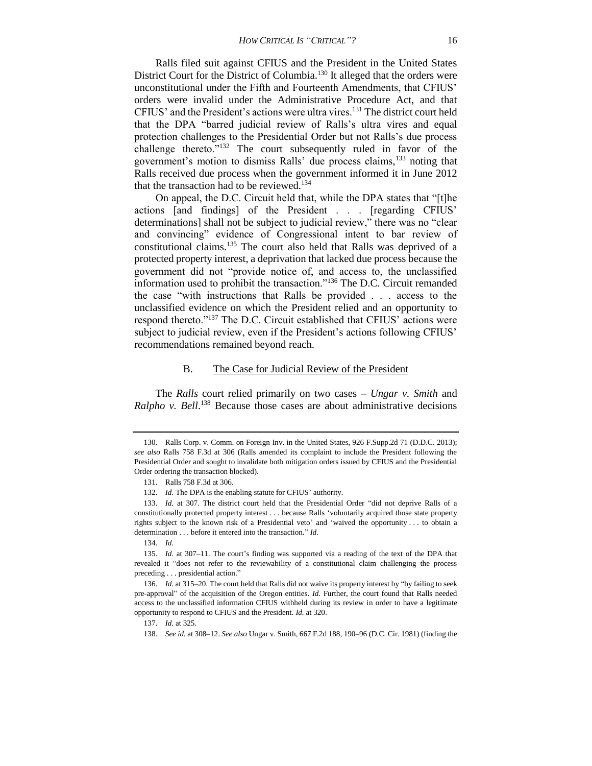Ralls filed suit against CFIUS and the President in the United States District Court for the District of Columbia.[130] It alleged that the orders were unconstitutional under the Fifth and Fourteenth Amendments, that CFIUS' orders were invalid under the Administrative Procedure Act, and that CFIUS' and the President's actions were ultra vires.[131] The district court held that the DPA "barred judicial review of Ralls's ultra vires and equal protection challenges to the Presidential Order but not Ralls's due process challenge thereto."[132] The court subsequently ruled in favor of the government's motion to dismiss Ralls' due process claims,[133] noting that Ralls received due process when the government informed it in June 2012 that the transaction had to be reviewed.[134]

On appeal, the D.C. Circuit held that, while the DPA states that "[t]he actions [and findings] of the President . . . [regarding CFIUS' determinations] shall not be subject to judicial review," there was no "clear and convincing" evidence of Congressional intent to bar review of constitutional claims.[135] The court also held that Ralls was deprived of a protected property interest, a deprivation that lacked due process because the government did not "provide notice of, and access to, the unclassified information used to prohibit the transaction."[136] The D.C. Circuit remanded the case "with instructions that Ralls be provided . . . access to the unclassified evidence on which the President relied and an opportunity to respond thereto."[137] The D.C. Circuit established that CFIUS' actions were subject to judicial review, even if the President's actions following CFIUS' recommendations remained beyond reach.

### B. The Case for Judicial Review of the President

The *Ralls* court relied primarily on two cases – *Ungar v. Smith* and *Ralpho v. Bell*.[138] Because those cases are about administrative decisions

---

130. Ralls Corp. v. Comm. on Foreign Inv. in the United States, 926 F.Supp.2d 71 (D.D.C. 2013); *see also* Ralls 758 F.3d at 306 (Ralls amended its complaint to include the President following the Presidential Order and sought to invalidate both mitigation orders issued by CFIUS and the Presidential Order ordering the transaction blocked).

131. Ralls 758 F.3d at 306.

132. *Id.* The DPA is the enabling statute for CFIUS' authority.

133. *Id.* at 307. The district court held that the Presidential Order "did not deprive Ralls of a constitutionally protected property interest . . . because Ralls 'voluntarily acquired those state property rights subject to the known risk of a Presidential veto' and 'waived the opportunity . . . to obtain a determination . . . before it entered into the transaction." *Id.*

134. *Id.*

135. *Id.* at 307–11. The court's finding was supported via a reading of the text of the DPA that revealed it "does not refer to the reviewability of a constitutional claim challenging the process preceding . . . presidential action."

136. *Id.* at 315–20. The court held that Ralls did not waive its property interest by "by failing to seek pre-approval" of the acquisition of the Oregon entities. *Id.* Further, the court found that Ralls needed access to the unclassified information CFIUS withheld during its review in order to have a legitimate opportunity to respond to CFIUS and the President. *Id.* at 320.

137. *Id.* at 325.

138. *See id.* at 308–12. *See also* Ungar v. Smith, 667 F.2d 188, 190–96 (D.C. Cir. 1981) (finding the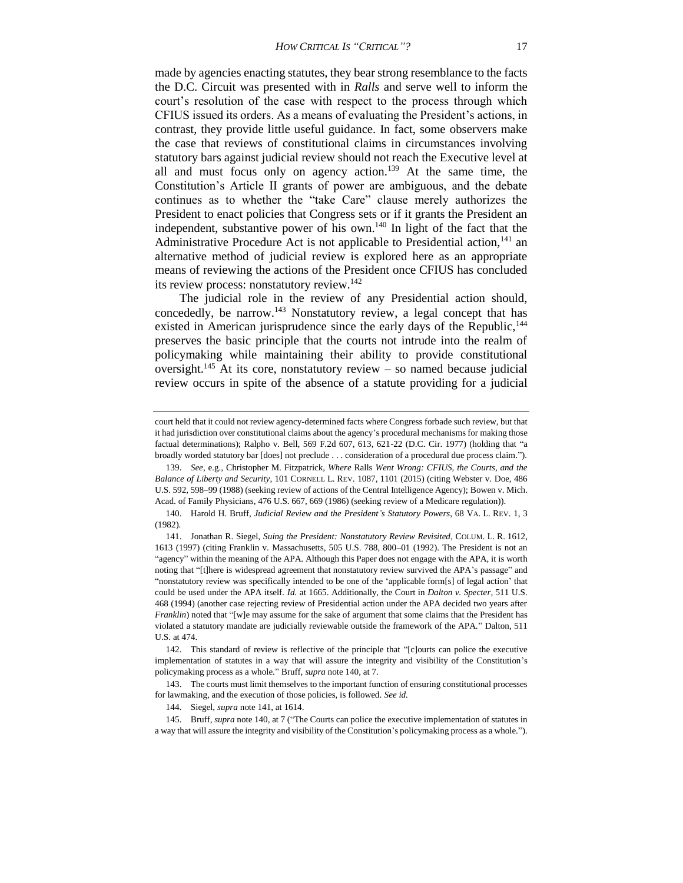made by agencies enacting statutes, they bear strong resemblance to the facts the D.C. Circuit was presented with in *Ralls* and serve well to inform the court's resolution of the case with respect to the process through which CFIUS issued its orders. As a means of evaluating the President's actions, in contrast, they provide little useful guidance. In fact, some observers make the case that reviews of constitutional claims in circumstances involving statutory bars against judicial review should not reach the Executive level at all and must focus only on agency action.[139] At the same time, the Constitution's Article II grants of power are ambiguous, and the debate continues as to whether the "take Care" clause merely authorizes the President to enact policies that Congress sets or if it grants the President an independent, substantive power of his own.[140] In light of the fact that the Administrative Procedure Act is not applicable to Presidential action,[141] an alternative method of judicial review is explored here as an appropriate means of reviewing the actions of the President once CFIUS has concluded its review process: nonstatutory review.[142]

The judicial role in the review of any Presidential action should, concededly, be narrow.[143] Nonstatutory review, a legal concept that has existed in American jurisprudence since the early days of the Republic,[144] preserves the basic principle that the courts not intrude into the realm of policymaking while maintaining their ability to provide constitutional oversight.[145] At its core, nonstatutory review – so named because judicial review occurs in spite of the absence of a statute providing for a judicial

---

court held that it could not review agency-determined facts where Congress forbade such review, but that it had jurisdiction over constitutional claims about the agency's procedural mechanisms for making those factual determinations); Ralpho v. Bell, 569 F.2d 607, 613, 621-22 (D.C. Cir. 1977) (holding that "a broadly worded statutory bar [does] not preclude . . . consideration of a procedural due process claim.").

139. *See*, e.g., Christopher M. Fitzpatrick, *Where* Ralls *Went Wrong: CFIUS, the Courts, and the Balance of Liberty and Security*, 101 CORNELL L. REV. 1087, 1101 (2015) (citing Webster v. Doe, 486 U.S. 592, 598–99 (1988) (seeking review of actions of the Central Intelligence Agency); Bowen v. Mich. Acad. of Family Physicians, 476 U.S. 667, 669 (1986) (seeking review of a Medicare regulation)).

140. Harold H. Bruff, *Judicial Review and the President's Statutory Powers*, 68 VA. L. REV. 1, 3 (1982).

141. Jonathan R. Siegel, *Suing the President: Nonstatutory Review Revisited*, COLUM. L. R. 1612, 1613 (1997) (citing Franklin v. Massachusetts, 505 U.S. 788, 800–01 (1992). The President is not an "agency" within the meaning of the APA. Although this Paper does not engage with the APA, it is worth noting that "[t]here is widespread agreement that nonstatutory review survived the APA's passage" and "nonstatutory review was specifically intended to be one of the 'applicable form[s] of legal action' that could be used under the APA itself. *Id.* at 1665. Additionally, the Court in *Dalton v. Specter*, 511 U.S. 468 (1994) (another case rejecting review of Presidential action under the APA decided two years after *Franklin*) noted that "[w]e may assume for the sake of argument that some claims that the President has violated a statutory mandate are judicially reviewable outside the framework of the APA." Dalton, 511 U.S. at 474.

142. This standard of review is reflective of the principle that "[c]ourts can police the executive implementation of statutes in a way that will assure the integrity and visibility of the Constitution's policymaking process as a whole." Bruff, *supra* note 140, at 7.

143. The courts must limit themselves to the important function of ensuring constitutional processes for lawmaking, and the execution of those policies, is followed. *See id.*

144. Siegel, *supra* note 141, at 1614.

145. Bruff, *supra* note 140, at 7 ("The Courts can police the executive implementation of statutes in a way that will assure the integrity and visibility of the Constitution's policymaking process as a whole.").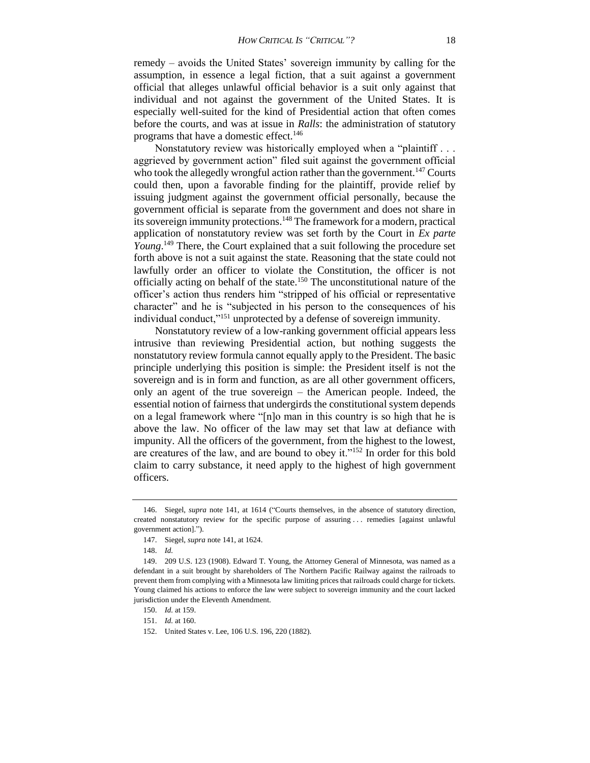remedy – avoids the United States' sovereign immunity by calling for the assumption, in essence a legal fiction, that a suit against a government official that alleges unlawful official behavior is a suit only against that individual and not against the government of the United States. It is especially well-suited for the kind of Presidential action that often comes before the courts, and was at issue in *Ralls*: the administration of statutory programs that have a domestic effect.[146]

Nonstatutory review was historically employed when a "plaintiff . . . aggrieved by government action" filed suit against the government official who took the allegedly wrongful action rather than the government.[147] Courts could then, upon a favorable finding for the plaintiff, provide relief by issuing judgment against the government official personally, because the government official is separate from the government and does not share in its sovereign immunity protections.[148] The framework for a modern, practical application of nonstatutory review was set forth by the Court in *Ex parte Young*.[149] There, the Court explained that a suit following the procedure set forth above is not a suit against the state. Reasoning that the state could not lawfully order an officer to violate the Constitution, the officer is not officially acting on behalf of the state.[150] The unconstitutional nature of the officer's action thus renders him "stripped of his official or representative character" and he is "subjected in his person to the consequences of his individual conduct,"[151] unprotected by a defense of sovereign immunity.

Nonstatutory review of a low-ranking government official appears less intrusive than reviewing Presidential action, but nothing suggests the nonstatutory review formula cannot equally apply to the President. The basic principle underlying this position is simple: the President itself is not the sovereign and is in form and function, as are all other government officers, only an agent of the true sovereign – the American people. Indeed, the essential notion of fairness that undergirds the constitutional system depends on a legal framework where "[n]o man in this country is so high that he is above the law. No officer of the law may set that law at defiance with impunity. All the officers of the government, from the highest to the lowest, are creatures of the law, and are bound to obey it."[152] In order for this bold claim to carry substance, it need apply to the highest of high government officers.

---

146. Siegel, *supra* note 141, at 1614 ("Courts themselves, in the absence of statutory direction, created nonstatutory review for the specific purpose of assuring . . . remedies [against unlawful government action].").

147. Siegel, *supra* note 141, at 1624.

148. *Id.*

149. 209 U.S. 123 (1908). Edward T. Young, the Attorney General of Minnesota, was named as a defendant in a suit brought by shareholders of The Northern Pacific Railway against the railroads to prevent them from complying with a Minnesota law limiting prices that railroads could charge for tickets. Young claimed his actions to enforce the law were subject to sovereign immunity and the court lacked jurisdiction under the Eleventh Amendment.

150. *Id.* at 159.

151. *Id.* at 160.

152. United States v. Lee, 106 U.S. 196, 220 (1882).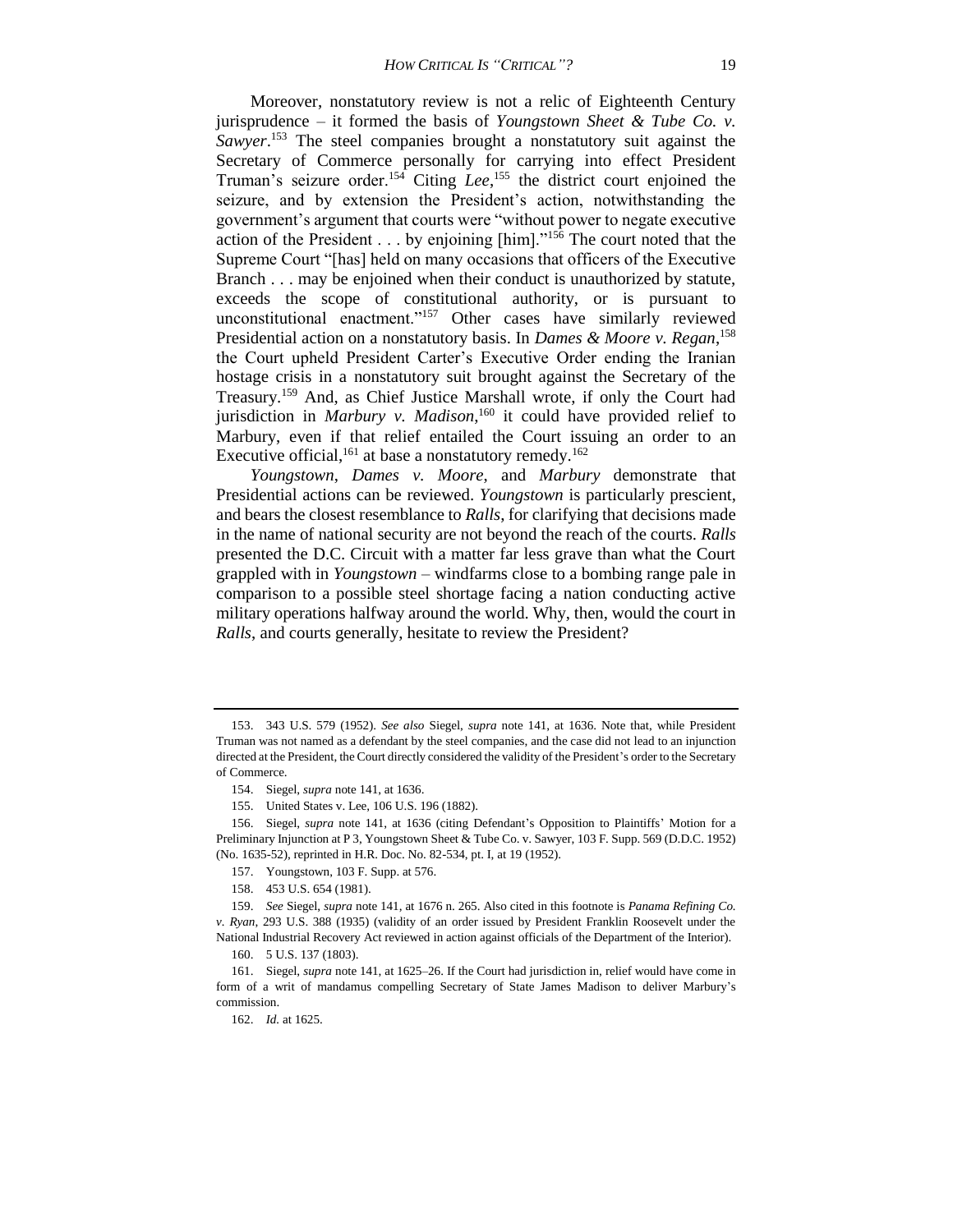Moreover, nonstatutory review is not a relic of Eighteenth Century jurisprudence – it formed the basis of *Youngstown Sheet & Tube Co. v. Sawyer*.[153] The steel companies brought a nonstatutory suit against the Secretary of Commerce personally for carrying into effect President Truman's seizure order.[154] Citing *Lee*,[155] the district court enjoined the seizure, and by extension the President's action, notwithstanding the government's argument that courts were "without power to negate executive action of the President . . . by enjoining [him]."[156] The court noted that the Supreme Court "[has] held on many occasions that officers of the Executive Branch . . . may be enjoined when their conduct is unauthorized by statute, exceeds the scope of constitutional authority, or is pursuant to unconstitutional enactment."[157] Other cases have similarly reviewed Presidential action on a nonstatutory basis. In *Dames & Moore v. Regan*,[158] the Court upheld President Carter's Executive Order ending the Iranian hostage crisis in a nonstatutory suit brought against the Secretary of the Treasury.[159] And, as Chief Justice Marshall wrote, if only the Court had jurisdiction in *Marbury v. Madison*,[160] it could have provided relief to Marbury, even if that relief entailed the Court issuing an order to an Executive official,[161] at base a nonstatutory remedy.[162]

*Youngstown*, *Dames v. Moore*, and *Marbury* demonstrate that Presidential actions can be reviewed. *Youngstown* is particularly prescient, and bears the closest resemblance to *Ralls*, for clarifying that decisions made in the name of national security are not beyond the reach of the courts. *Ralls* presented the D.C. Circuit with a matter far less grave than what the Court grappled with in *Youngstown* – windfarms close to a bombing range pale in comparison to a possible steel shortage facing a nation conducting active military operations halfway around the world. Why, then, would the court in *Ralls*, and courts generally, hesitate to review the President?

---

153. 343 U.S. 579 (1952). *See also* Siegel, *supra* note 141, at 1636. Note that, while President Truman was not named as a defendant by the steel companies, and the case did not lead to an injunction directed at the President, the Court directly considered the validity of the President's order to the Secretary of Commerce.

154. Siegel, *supra* note 141, at 1636.

155. United States v. Lee, 106 U.S. 196 (1882).

156. Siegel, *supra* note 141, at 1636 (citing Defendant's Opposition to Plaintiffs' Motion for a Preliminary Injunction at P 3, Youngstown Sheet & Tube Co. v. Sawyer, 103 F. Supp. 569 (D.D.C. 1952) (No. 1635-52), reprinted in H.R. Doc. No. 82-534, pt. I, at 19 (1952).

157. Youngstown, 103 F. Supp. at 576.

158. 453 U.S. 654 (1981).

159. *See* Siegel, *supra* note 141, at 1676 n. 265. Also cited in this footnote is *Panama Refining Co. v. Ryan*, 293 U.S. 388 (1935) (validity of an order issued by President Franklin Roosevelt under the National Industrial Recovery Act reviewed in action against officials of the Department of the Interior).

160. 5 U.S. 137 (1803).

161. Siegel, *supra* note 141, at 1625–26. If the Court had jurisdiction in, relief would have come in form of a writ of mandamus compelling Secretary of State James Madison to deliver Marbury's commission.

162. *Id.* at 1625.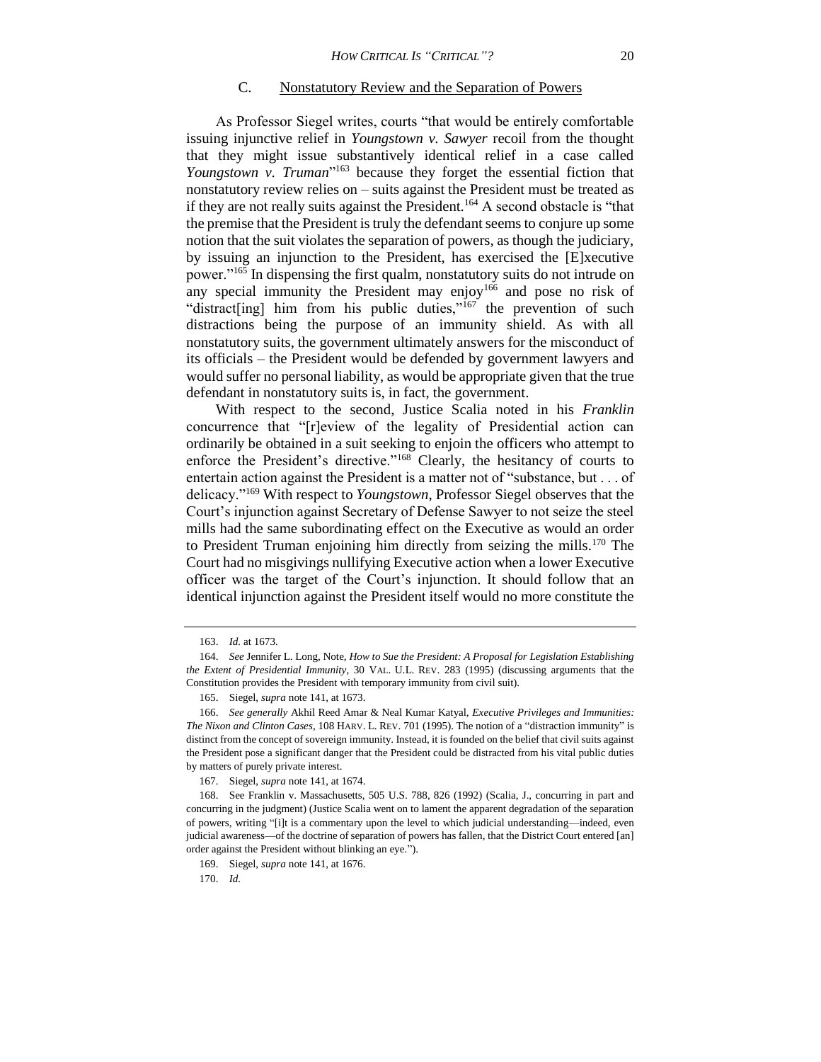### C. Nonstatutory Review and the Separation of Powers

As Professor Siegel writes, courts "that would be entirely comfortable issuing injunctive relief in *Youngstown v. Sawyer* recoil from the thought that they might issue substantively identical relief in a case called *Youngstown v. Truman*"[163] because they forget the essential fiction that nonstatutory review relies on – suits against the President must be treated as if they are not really suits against the President.[164] A second obstacle is "that the premise that the President is truly the defendant seems to conjure up some notion that the suit violates the separation of powers, as though the judiciary, by issuing an injunction to the President, has exercised the [E]xecutive power."[165] In dispensing the first qualm, nonstatutory suits do not intrude on any special immunity the President may enjoy[166] and pose no risk of "distract[ing] him from his public duties,"[167] the prevention of such distractions being the purpose of an immunity shield. As with all nonstatutory suits, the government ultimately answers for the misconduct of its officials – the President would be defended by government lawyers and would suffer no personal liability, as would be appropriate given that the true defendant in nonstatutory suits is, in fact, the government.

With respect to the second, Justice Scalia noted in his *Franklin* concurrence that "[r]eview of the legality of Presidential action can ordinarily be obtained in a suit seeking to enjoin the officers who attempt to enforce the President's directive."[168] Clearly, the hesitancy of courts to entertain action against the President is a matter not of "substance, but . . . of delicacy."[169] With respect to *Youngstown*, Professor Siegel observes that the Court's injunction against Secretary of Defense Sawyer to not seize the steel mills had the same subordinating effect on the Executive as would an order to President Truman enjoining him directly from seizing the mills.[170] The Court had no misgivings nullifying Executive action when a lower Executive officer was the target of the Court's injunction. It should follow that an identical injunction against the President itself would no more constitute the

---

163. *Id.* at 1673.

164. *See* Jennifer L. Long, Note, *How to Sue the President: A Proposal for Legislation Establishing the Extent of Presidential Immunity*, 30 VAL. U.L. REV. 283 (1995) (discussing arguments that the Constitution provides the President with temporary immunity from civil suit).

165. Siegel, *supra* note 141, at 1673.

166. *See generally* Akhil Reed Amar & Neal Kumar Katyal, *Executive Privileges and Immunities: The Nixon and Clinton Cases*, 108 HARV. L. REV. 701 (1995). The notion of a "distraction immunity" is distinct from the concept of sovereign immunity. Instead, it is founded on the belief that civil suits against the President pose a significant danger that the President could be distracted from his vital public duties by matters of purely private interest.

167. Siegel, *supra* note 141, at 1674.

168. See Franklin v. Massachusetts, 505 U.S. 788, 826 (1992) (Scalia, J., concurring in part and concurring in the judgment) (Justice Scalia went on to lament the apparent degradation of the separation of powers, writing "[i]t is a commentary upon the level to which judicial understanding—indeed, even judicial awareness—of the doctrine of separation of powers has fallen, that the District Court entered [an] order against the President without blinking an eye.").

169. Siegel, *supra* note 141, at 1676.

170. *Id.*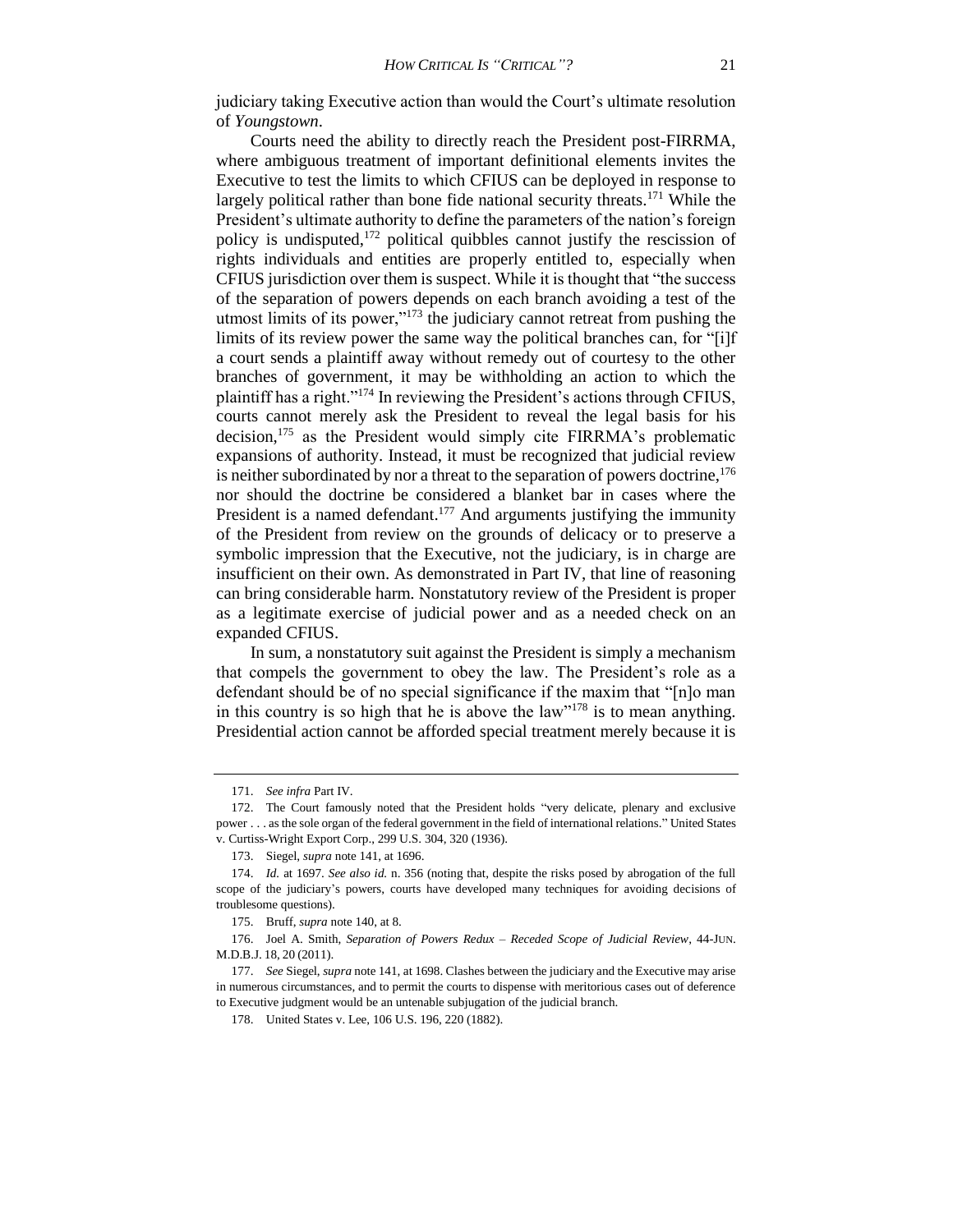judiciary taking Executive action than would the Court's ultimate resolution of *Youngstown*.

Courts need the ability to directly reach the President post-FIRRMA, where ambiguous treatment of important definitional elements invites the Executive to test the limits to which CFIUS can be deployed in response to largely political rather than bone fide national security threats.[171] While the President's ultimate authority to define the parameters of the nation's foreign policy is undisputed,[172] political quibbles cannot justify the rescission of rights individuals and entities are properly entitled to, especially when CFIUS jurisdiction over them is suspect. While it is thought that "the success of the separation of powers depends on each branch avoiding a test of the utmost limits of its power,"[173] the judiciary cannot retreat from pushing the limits of its review power the same way the political branches can, for "[i]f a court sends a plaintiff away without remedy out of courtesy to the other branches of government, it may be withholding an action to which the plaintiff has a right."[174] In reviewing the President's actions through CFIUS, courts cannot merely ask the President to reveal the legal basis for his decision,[175] as the President would simply cite FIRRMA's problematic expansions of authority. Instead, it must be recognized that judicial review is neither subordinated by nor a threat to the separation of powers doctrine,[176] nor should the doctrine be considered a blanket bar in cases where the President is a named defendant.[177] And arguments justifying the immunity of the President from review on the grounds of delicacy or to preserve a symbolic impression that the Executive, not the judiciary, is in charge are insufficient on their own. As demonstrated in Part IV, that line of reasoning can bring considerable harm. Nonstatutory review of the President is proper as a legitimate exercise of judicial power and as a needed check on an expanded CFIUS.

In sum, a nonstatutory suit against the President is simply a mechanism that compels the government to obey the law. The President's role as a defendant should be of no special significance if the maxim that "[n]o man in this country is so high that he is above the law"[178] is to mean anything. Presidential action cannot be afforded special treatment merely because it is

---

171. *See infra* Part IV.

172. The Court famously noted that the President holds "very delicate, plenary and exclusive power . . . as the sole organ of the federal government in the field of international relations." United States v. Curtiss-Wright Export Corp., 299 U.S. 304, 320 (1936).

173. Siegel, *supra* note 141, at 1696.

174. *Id.* at 1697. *See also id.* n. 356 (noting that, despite the risks posed by abrogation of the full scope of the judiciary's powers, courts have developed many techniques for avoiding decisions of troublesome questions).

175. Bruff, *supra* note 140, at 8.

176. Joel A. Smith, *Separation of Powers Redux – Receded Scope of Judicial Review*, 44-JUN. M.D.B.J. 18, 20 (2011).

177. *See* Siegel, *supra* note 141, at 1698. Clashes between the judiciary and the Executive may arise in numerous circumstances, and to permit the courts to dispense with meritorious cases out of deference to Executive judgment would be an untenable subjugation of the judicial branch.

178. United States v. Lee, 106 U.S. 196, 220 (1882).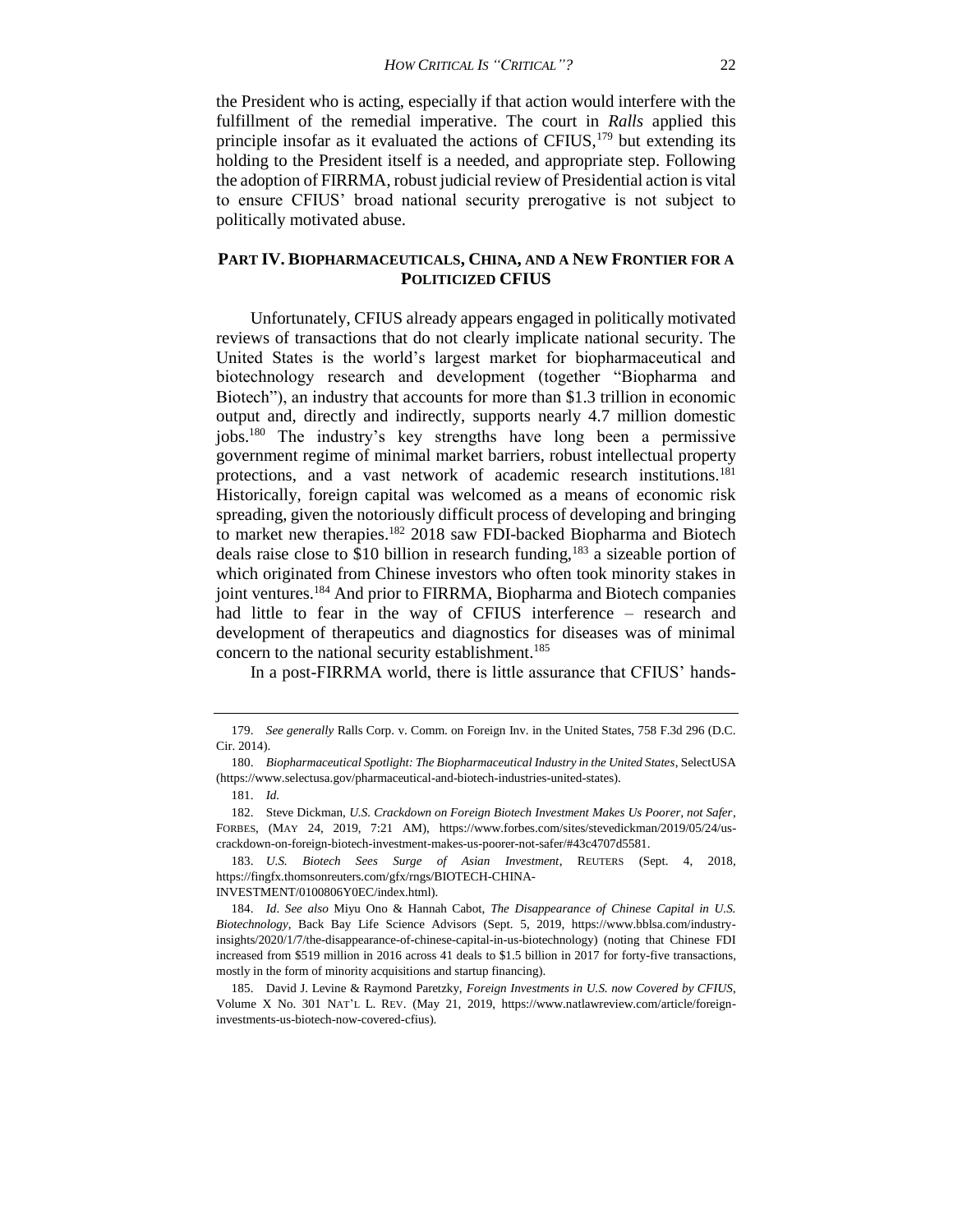the President who is acting, especially if that action would interfere with the fulfillment of the remedial imperative. The court in *Ralls* applied this principle insofar as it evaluated the actions of CFIUS,[179] but extending its holding to the President itself is a needed, and appropriate step. Following the adoption of FIRRMA, robust judicial review of Presidential action is vital to ensure CFIUS' broad national security prerogative is not subject to politically motivated abuse.

## PART IV. BIOPHARMACEUTICALS, CHINA, AND A NEW FRONTIER FOR A POLITICIZED CFIUS

Unfortunately, CFIUS already appears engaged in politically motivated reviews of transactions that do not clearly implicate national security. The United States is the world's largest market for biopharmaceutical and biotechnology research and development (together "Biopharma and Biotech"), an industry that accounts for more than $1.3 trillion in economic output and, directly and indirectly, supports nearly 4.7 million domestic jobs.[180] The industry's key strengths have long been a permissive government regime of minimal market barriers, robust intellectual property protections, and a vast network of academic research institutions.[181] Historically, foreign capital was welcomed as a means of economic risk spreading, given the notoriously difficult process of developing and bringing to market new therapies.[182] 2018 saw FDI-backed Biopharma and Biotech deals raise close to $10 billion in research funding,[183] a sizeable portion of which originated from Chinese investors who often took minority stakes in joint ventures.[184] And prior to FIRRMA, Biopharma and Biotech companies had little to fear in the way of CFIUS interference – research and development of therapeutics and diagnostics for diseases was of minimal concern to the national security establishment.[185]

In a post-FIRRMA world, there is little assurance that CFIUS' hands-

---

179. *See generally* Ralls Corp. v. Comm. on Foreign Inv. in the United States, 758 F.3d 296 (D.C. Cir. 2014).

180. *Biopharmaceutical Spotlight: The Biopharmaceutical Industry in the United States*, SelectUSA (https://www.selectusa.gov/pharmaceutical-and-biotech-industries-united-states).

181. *Id.*

182. Steve Dickman, *U.S. Crackdown on Foreign Biotech Investment Makes Us Poorer, not Safer*, FORBES, (MAY 24, 2019, 7:21 AM), https://www.forbes.com/sites/stevedickman/2019/05/24/us-crackdown-on-foreign-biotech-investment-makes-us-poorer-not-safer/#43c4707d5581.

183. *U.S. Biotech Sees Surge of Asian Investment*, REUTERS (Sept. 4, 2018, https://fingfx.thomsonreuters.com/gfx/rngs/BIOTECH-CHINA-INVESTMENT/0100806Y0EC/index.html).

184. *Id*. *See also* Miyu Ono & Hannah Cabot, *The Disappearance of Chinese Capital in U.S. Biotechnology*, Back Bay Life Science Advisors (Sept. 5, 2019, https://www.bblsa.com/industry-insights/2020/1/7/the-disappearance-of-chinese-capital-in-us-biotechnology) (noting that Chinese FDI increased from $519 million in 2016 across 41 deals to $1.5 billion in 2017 for forty-five transactions, mostly in the form of minority acquisitions and startup financing).

185. David J. Levine & Raymond Paretzky, *Foreign Investments in U.S. now Covered by CFIUS*, Volume X No. 301 NAT'L L. REV. (May 21, 2019, https://www.natlawreview.com/article/foreign-investments-us-biotech-now-covered-cfius).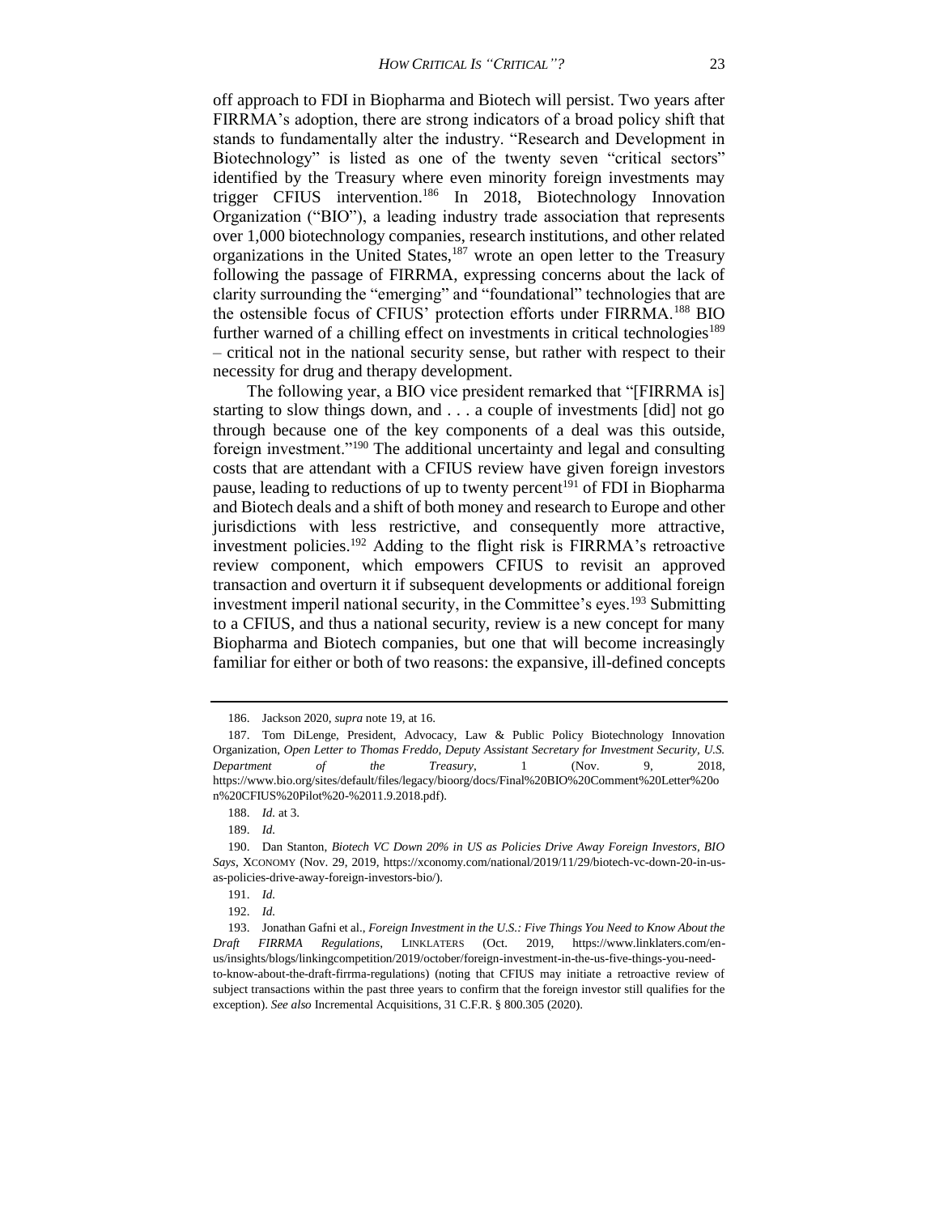off approach to FDI in Biopharma and Biotech will persist. Two years after FIRRMA's adoption, there are strong indicators of a broad policy shift that stands to fundamentally alter the industry. "Research and Development in Biotechnology" is listed as one of the twenty seven "critical sectors" identified by the Treasury where even minority foreign investments may trigger CFIUS intervention.[186] In 2018, Biotechnology Innovation Organization ("BIO"), a leading industry trade association that represents over 1,000 biotechnology companies, research institutions, and other related organizations in the United States,[187] wrote an open letter to the Treasury following the passage of FIRRMA, expressing concerns about the lack of clarity surrounding the "emerging" and "foundational" technologies that are the ostensible focus of CFIUS' protection efforts under FIRRMA.[188] BIO further warned of a chilling effect on investments in critical technologies[189] – critical not in the national security sense, but rather with respect to their necessity for drug and therapy development.

The following year, a BIO vice president remarked that "[FIRRMA is] starting to slow things down, and . . . a couple of investments [did] not go through because one of the key components of a deal was this outside, foreign investment."[190] The additional uncertainty and legal and consulting costs that are attendant with a CFIUS review have given foreign investors pause, leading to reductions of up to twenty percent[191] of FDI in Biopharma and Biotech deals and a shift of both money and research to Europe and other jurisdictions with less restrictive, and consequently more attractive, investment policies.[192] Adding to the flight risk is FIRRMA's retroactive review component, which empowers CFIUS to revisit an approved transaction and overturn it if subsequent developments or additional foreign investment imperil national security, in the Committee's eyes.[193] Submitting to a CFIUS, and thus a national security, review is a new concept for many Biopharma and Biotech companies, but one that will become increasingly familiar for either or both of two reasons: the expansive, ill-defined concepts

---

186. Jackson 2020, *supra* note 19, at 16.

187. Tom DiLenge, President, Advocacy, Law & Public Policy Biotechnology Innovation Organization, *Open Letter to Thomas Freddo, Deputy Assistant Secretary for Investment Security, U.S. Department of the Treasury*, 1 (Nov. 9, 2018, https://www.bio.org/sites/default/files/legacy/bioorg/docs/Final%20BIO%20Comment%20Letter%20on%20CFIUS%20Pilot%20-%2011.9.2018.pdf).

188. *Id.* at 3.

189. *Id.*

190. Dan Stanton, *Biotech VC Down 20% in US as Policies Drive Away Foreign Investors, BIO Says*, XCONOMY (Nov. 29, 2019, https://xconomy.com/national/2019/11/29/biotech-vc-down-20-in-us-as-policies-drive-away-foreign-investors-bio/).

191. *Id.*

192. *Id.*

193. Jonathan Gafni et al., *Foreign Investment in the U.S.: Five Things You Need to Know About the Draft FIRRMA Regulations*, LINKLATERS (Oct. 2019, https://www.linklaters.com/en-us/insights/blogs/linkingcompetition/2019/october/foreign-investment-in-the-us-five-things-you-need-to-know-about-the-draft-firrma-regulations) (noting that CFIUS may initiate a retroactive review of subject transactions within the past three years to confirm that the foreign investor still qualifies for the exception). *See also* Incremental Acquisitions, 31 C.F.R. § 800.305 (2020).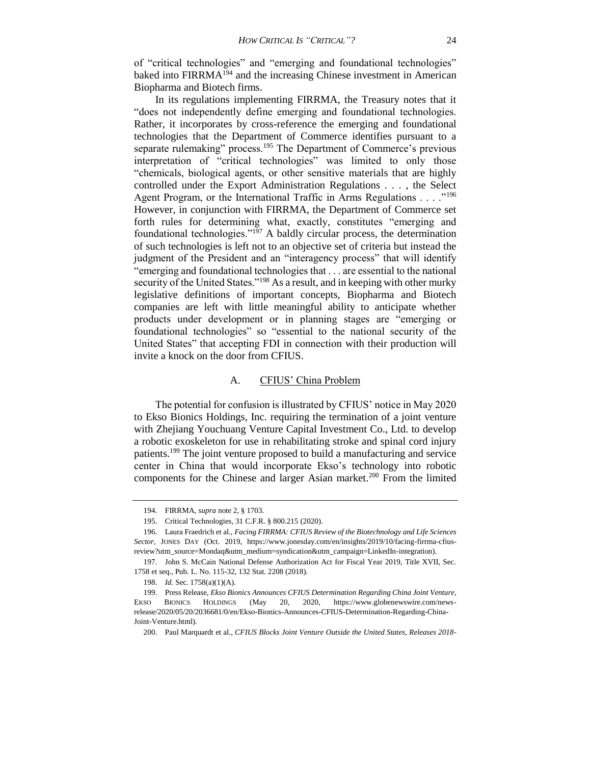of "critical technologies" and "emerging and foundational technologies" baked into FIRRMA[194] and the increasing Chinese investment in American Biopharma and Biotech firms.

In its regulations implementing FIRRMA, the Treasury notes that it "does not independently define emerging and foundational technologies. Rather, it incorporates by cross-reference the emerging and foundational technologies that the Department of Commerce identifies pursuant to a separate rulemaking" process.[195] The Department of Commerce's previous interpretation of "critical technologies" was limited to only those "chemicals, biological agents, or other sensitive materials that are highly controlled under the Export Administration Regulations . . . , the Select Agent Program, or the International Traffic in Arms Regulations . . . ."[196] However, in conjunction with FIRRMA, the Department of Commerce set forth rules for determining what, exactly, constitutes "emerging and foundational technologies."[197] A baldly circular process, the determination of such technologies is left not to an objective set of criteria but instead the judgment of the President and an "interagency process" that will identify "emerging and foundational technologies that . . . are essential to the national security of the United States."[198] As a result, and in keeping with other murky legislative definitions of important concepts, Biopharma and Biotech companies are left with little meaningful ability to anticipate whether products under development or in planning stages are "emerging or foundational technologies" so "essential to the national security of the United States" that accepting FDI in connection with their production will invite a knock on the door from CFIUS.

## A. CFIUS' China Problem

The potential for confusion is illustrated by CFIUS' notice in May 2020 to Ekso Bionics Holdings, Inc. requiring the termination of a joint venture with Zhejiang Youchuang Venture Capital Investment Co., Ltd. to develop a robotic exoskeleton for use in rehabilitating stroke and spinal cord injury patients.[199] The joint venture proposed to build a manufacturing and service center in China that would incorporate Ekso's technology into robotic components for the Chinese and larger Asian market.[200] From the limited

---

194. FIRRMA, *supra* note 2, § 1703.

195. Critical Technologies, 31 C.F.R. § 800.215 (2020).

196. Laura Fraedrich et al., *Facing FIRRMA: CFIUS Review of the Biotechnology and Life Sciences Sector*, JONES DAY (Oct. 2019, https://www.jonesday.com/en/insights/2019/10/facing-firrma-cfius-review?utm_source=Mondaq&utm_medium=syndication&utm_campaign=LinkedIn-integration).

197. John S. McCain National Defense Authorization Act for Fiscal Year 2019, Title XVII, Sec. 1758 et seq., Pub. L. No. 115-32, 132 Stat. 2208 (2018).

198. *Id.* Sec. 1758(a)(1)(A).

199. Press Release, *Ekso Bionics Announces CFIUS Determination Regarding China Joint Venture*, EKSO BIONICS HOLDINGS (May 20, 2020, https://www.globenewswire.com/news-release/2020/05/20/2036681/0/en/Ekso-Bionics-Announces-CFIUS-Determination-Regarding-China-Joint-Venture.html).

200. Paul Marquardt et al., *CFIUS Blocks Joint Venture Outside the United States, Releases 2018-*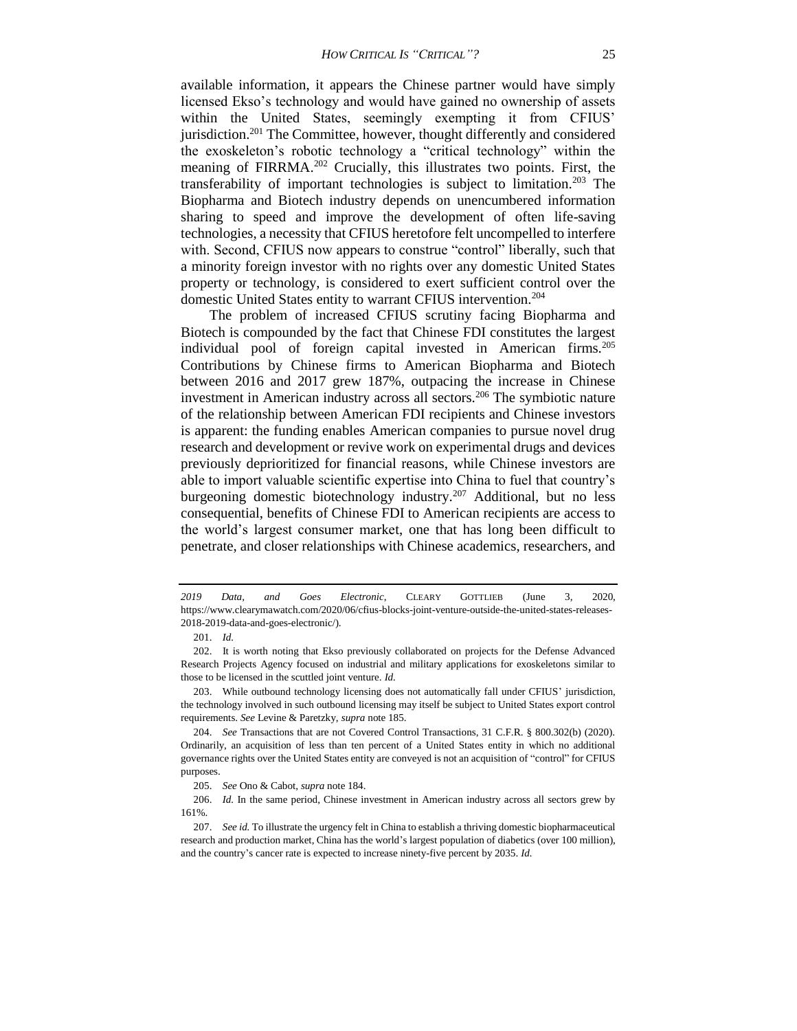available information, it appears the Chinese partner would have simply licensed Ekso's technology and would have gained no ownership of assets within the United States, seemingly exempting it from CFIUS' jurisdiction.[201] The Committee, however, thought differently and considered the exoskeleton's robotic technology a "critical technology" within the meaning of FIRRMA.[202] Crucially, this illustrates two points. First, the transferability of important technologies is subject to limitation.[203] The Biopharma and Biotech industry depends on unencumbered information sharing to speed and improve the development of often life-saving technologies, a necessity that CFIUS heretofore felt uncompelled to interfere with. Second, CFIUS now appears to construe "control" liberally, such that a minority foreign investor with no rights over any domestic United States property or technology, is considered to exert sufficient control over the domestic United States entity to warrant CFIUS intervention.[204]

The problem of increased CFIUS scrutiny facing Biopharma and Biotech is compounded by the fact that Chinese FDI constitutes the largest individual pool of foreign capital invested in American firms.[205] Contributions by Chinese firms to American Biopharma and Biotech between 2016 and 2017 grew 187%, outpacing the increase in Chinese investment in American industry across all sectors.[206] The symbiotic nature of the relationship between American FDI recipients and Chinese investors is apparent: the funding enables American companies to pursue novel drug research and development or revive work on experimental drugs and devices previously deprioritized for financial reasons, while Chinese investors are able to import valuable scientific expertise into China to fuel that country's burgeoning domestic biotechnology industry.[207] Additional, but no less consequential, benefits of Chinese FDI to American recipients are access to the world's largest consumer market, one that has long been difficult to penetrate, and closer relationships with Chinese academics, researchers, and

---

*2019 Data, and Goes Electronic*, CLEARY GOTTLIEB (June 3, 2020, https://www.clearymawatch.com/2020/06/cfius-blocks-joint-venture-outside-the-united-states-releases-2018-2019-data-and-goes-electronic/).

201. *Id.*

202. It is worth noting that Ekso previously collaborated on projects for the Defense Advanced Research Projects Agency focused on industrial and military applications for exoskeletons similar to those to be licensed in the scuttled joint venture. *Id.*

203. While outbound technology licensing does not automatically fall under CFIUS' jurisdiction, the technology involved in such outbound licensing may itself be subject to United States export control requirements. *See* Levine & Paretzky, *supra* note 185.

204. *See* Transactions that are not Covered Control Transactions, 31 C.F.R. § 800.302(b) (2020). Ordinarily, an acquisition of less than ten percent of a United States entity in which no additional governance rights over the United States entity are conveyed is not an acquisition of "control" for CFIUS purposes.

205. *See* Ono & Cabot, *supra* note 184.

206. *Id.* In the same period, Chinese investment in American industry across all sectors grew by 161%.

207. *See id.* To illustrate the urgency felt in China to establish a thriving domestic biopharmaceutical research and production market, China has the world's largest population of diabetics (over 100 million), and the country's cancer rate is expected to increase ninety-five percent by 2035. *Id.*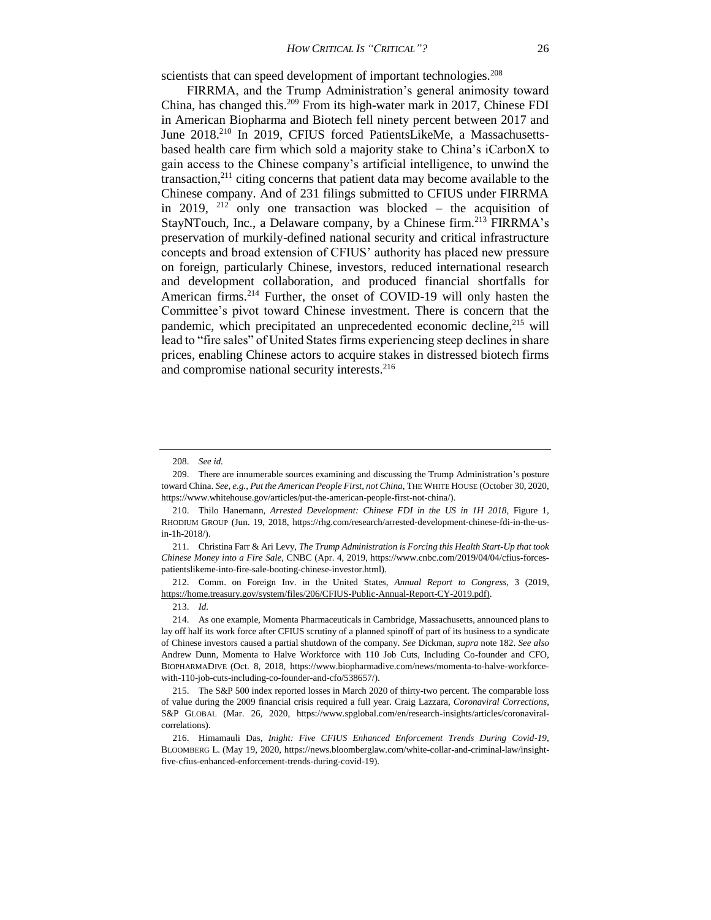scientists that can speed development of important technologies.[208]

FIRRMA, and the Trump Administration's general animosity toward China, has changed this.[209] From its high-water mark in 2017, Chinese FDI in American Biopharma and Biotech fell ninety percent between 2017 and June 2018.[210] In 2019, CFIUS forced PatientsLikeMe, a Massachusetts-based health care firm which sold a majority stake to China's iCarbonX to gain access to the Chinese company's artificial intelligence, to unwind the transaction,[211] citing concerns that patient data may become available to the Chinese company. And of 231 filings submitted to CFIUS under FIRRMA in 2019, [212] only one transaction was blocked – the acquisition of StayNTouch, Inc., a Delaware company, by a Chinese firm.[213] FIRRMA's preservation of murkily-defined national security and critical infrastructure concepts and broad extension of CFIUS' authority has placed new pressure on foreign, particularly Chinese, investors, reduced international research and development collaboration, and produced financial shortfalls for American firms.[214] Further, the onset of COVID-19 will only hasten the Committee's pivot toward Chinese investment. There is concern that the pandemic, which precipitated an unprecedented economic decline,[215] will lead to "fire sales" of United States firms experiencing steep declines in share prices, enabling Chinese actors to acquire stakes in distressed biotech firms and compromise national security interests.[216]

---

208. *See id.*

209. There are innumerable sources examining and discussing the Trump Administration's posture toward China. *See, e.g.*, *Put the American People First, not China*, THE WHITE HOUSE (October 30, 2020, https://www.whitehouse.gov/articles/put-the-american-people-first-not-china/).

210. Thilo Hanemann, *Arrested Development: Chinese FDI in the US in 1H 2018*, Figure 1, RHODIUM GROUP (Jun. 19, 2018, https://rhg.com/research/arrested-development-chinese-fdi-in-the-us-in-1h-2018/).

211. Christina Farr & Ari Levy, *The Trump Administration is Forcing this Health Start-Up that took Chinese Money into a Fire Sale*, CNBC (Apr. 4, 2019, https://www.cnbc.com/2019/04/04/cfius-forces-patientslikeme-into-fire-sale-booting-chinese-investor.html).

212. Comm. on Foreign Inv. in the United States, *Annual Report to Congress*, 3 (2019, https://home.treasury.gov/system/files/206/CFIUS-Public-Annual-Report-CY-2019.pdf).

213. *Id.*

214. As one example, Momenta Pharmaceuticals in Cambridge, Massachusetts, announced plans to lay off half its work force after CFIUS scrutiny of a planned spinoff of part of its business to a syndicate of Chinese investors caused a partial shutdown of the company. *See* Dickman, *supra* note 182. *See also* Andrew Dunn, Momenta to Halve Workforce with 110 Job Cuts, Including Co-founder and CFO, BIOPHARMADIVE (Oct. 8, 2018, https://www.biopharmadive.com/news/momenta-to-halve-workforce-with-110-job-cuts-including-co-founder-and-cfo/538657/).

215. The S&P 500 index reported losses in March 2020 of thirty-two percent. The comparable loss of value during the 2009 financial crisis required a full year. Craig Lazzara, *Coronaviral Corrections*, S&P GLOBAL (Mar. 26, 2020, https://www.spglobal.com/en/research-insights/articles/coronaviral-correlations).

216. Himamauli Das, *Inight: Five CFIUS Enhanced Enforcement Trends During Covid-19*, BLOOMBERG L. (May 19, 2020, https://news.bloomberglaw.com/white-collar-and-criminal-law/insight-five-cfius-enhanced-enforcement-trends-during-covid-19).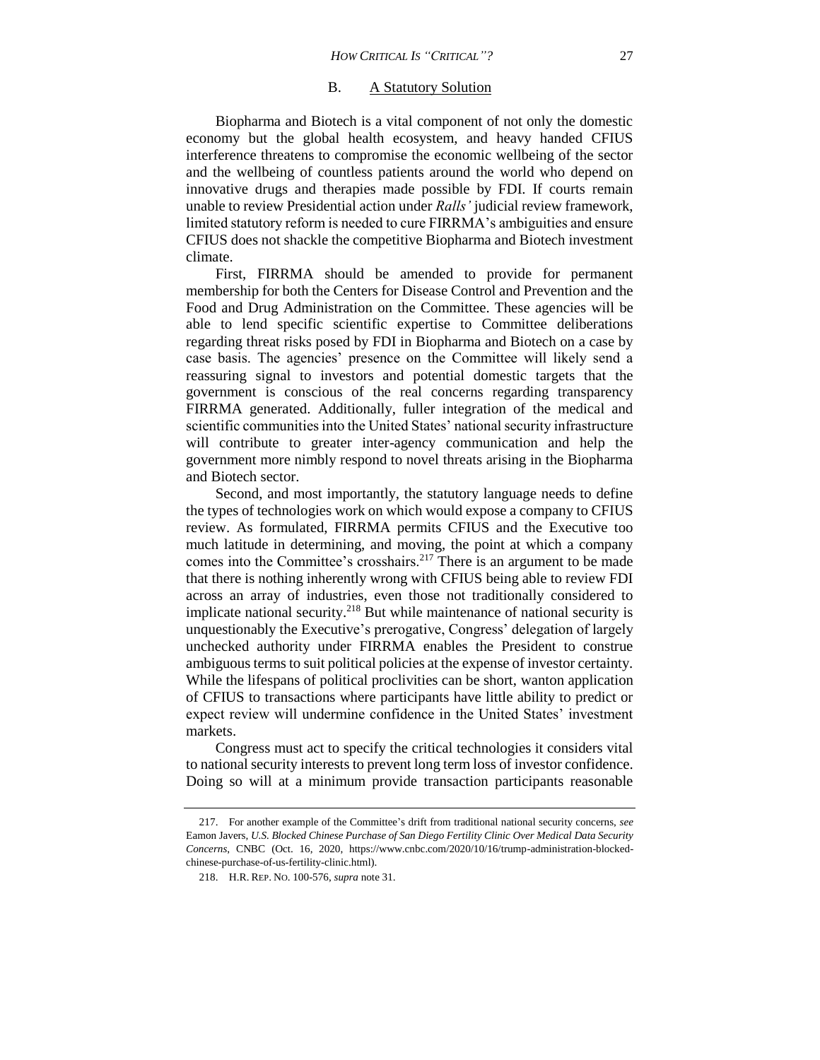## B. A Statutory Solution

Biopharma and Biotech is a vital component of not only the domestic economy but the global health ecosystem, and heavy handed CFIUS interference threatens to compromise the economic wellbeing of the sector and the wellbeing of countless patients around the world who depend on innovative drugs and therapies made possible by FDI. If courts remain unable to review Presidential action under *Ralls'* judicial review framework, limited statutory reform is needed to cure FIRRMA's ambiguities and ensure CFIUS does not shackle the competitive Biopharma and Biotech investment climate.

First, FIRRMA should be amended to provide for permanent membership for both the Centers for Disease Control and Prevention and the Food and Drug Administration on the Committee. These agencies will be able to lend specific scientific expertise to Committee deliberations regarding threat risks posed by FDI in Biopharma and Biotech on a case by case basis. The agencies' presence on the Committee will likely send a reassuring signal to investors and potential domestic targets that the government is conscious of the real concerns regarding transparency FIRRMA generated. Additionally, fuller integration of the medical and scientific communities into the United States' national security infrastructure will contribute to greater inter-agency communication and help the government more nimbly respond to novel threats arising in the Biopharma and Biotech sector.

Second, and most importantly, the statutory language needs to define the types of technologies work on which would expose a company to CFIUS review. As formulated, FIRRMA permits CFIUS and the Executive too much latitude in determining, and moving, the point at which a company comes into the Committee's crosshairs.[217] There is an argument to be made that there is nothing inherently wrong with CFIUS being able to review FDI across an array of industries, even those not traditionally considered to implicate national security.[218] But while maintenance of national security is unquestionably the Executive's prerogative, Congress' delegation of largely unchecked authority under FIRRMA enables the President to construe ambiguous terms to suit political policies at the expense of investor certainty. While the lifespans of political proclivities can be short, wanton application of CFIUS to transactions where participants have little ability to predict or expect review will undermine confidence in the United States' investment markets.

Congress must act to specify the critical technologies it considers vital to national security interests to prevent long term loss of investor confidence. Doing so will at a minimum provide transaction participants reasonable

---

217. For another example of the Committee's drift from traditional national security concerns, *see* Eamon Javers, *U.S. Blocked Chinese Purchase of San Diego Fertility Clinic Over Medical Data Security Concerns*, CNBC (Oct. 16, 2020, https://www.cnbc.com/2020/10/16/trump-administration-blocked-chinese-purchase-of-us-fertility-clinic.html).

218. H.R. REP. NO. 100-576, *supra* note 31.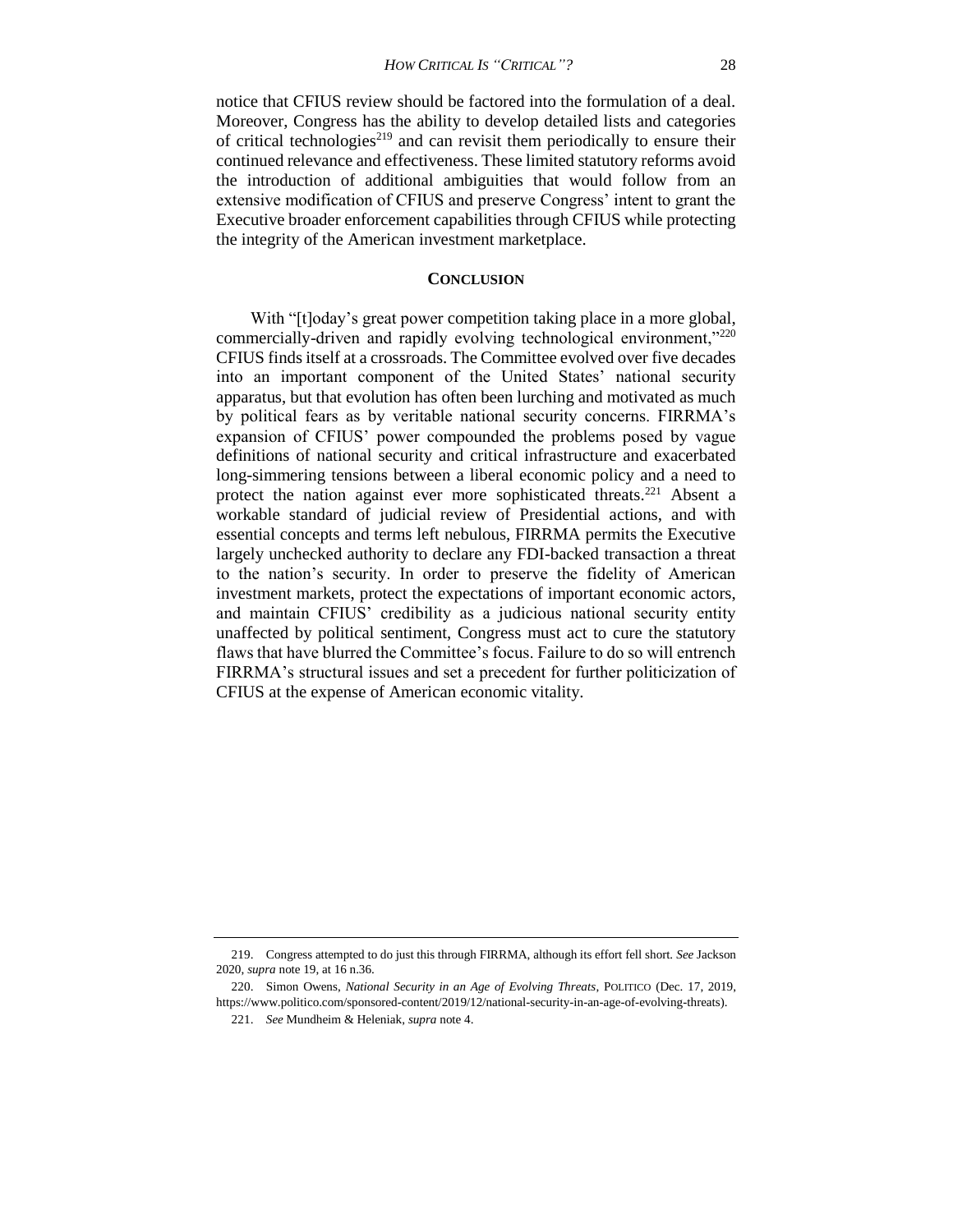notice that CFIUS review should be factored into the formulation of a deal. Moreover, Congress has the ability to develop detailed lists and categories of critical technologies[219] and can revisit them periodically to ensure their continued relevance and effectiveness. These limited statutory reforms avoid the introduction of additional ambiguities that would follow from an extensive modification of CFIUS and preserve Congress' intent to grant the Executive broader enforcement capabilities through CFIUS while protecting the integrity of the American investment marketplace.

## CONCLUSION

With "[t]oday's great power competition taking place in a more global, commercially-driven and rapidly evolving technological environment,"[220] CFIUS finds itself at a crossroads. The Committee evolved over five decades into an important component of the United States' national security apparatus, but that evolution has often been lurching and motivated as much by political fears as by veritable national security concerns. FIRRMA's expansion of CFIUS' power compounded the problems posed by vague definitions of national security and critical infrastructure and exacerbated long-simmering tensions between a liberal economic policy and a need to protect the nation against ever more sophisticated threats.[221] Absent a workable standard of judicial review of Presidential actions, and with essential concepts and terms left nebulous, FIRRMA permits the Executive largely unchecked authority to declare any FDI-backed transaction a threat to the nation's security. In order to preserve the fidelity of American investment markets, protect the expectations of important economic actors, and maintain CFIUS' credibility as a judicious national security entity unaffected by political sentiment, Congress must act to cure the statutory flaws that have blurred the Committee's focus. Failure to do so will entrench FIRRMA's structural issues and set a precedent for further politicization of CFIUS at the expense of American economic vitality.

---

219. Congress attempted to do just this through FIRRMA, although its effort fell short. *See* Jackson 2020, *supra* note 19, at 16 n.36.

220. Simon Owens, *National Security in an Age of Evolving Threats*, POLITICO (Dec. 17, 2019, https://www.politico.com/sponsored-content/2019/12/national-security-in-an-age-of-evolving-threats).

221. *See* Mundheim & Heleniak, *supra* note 4.